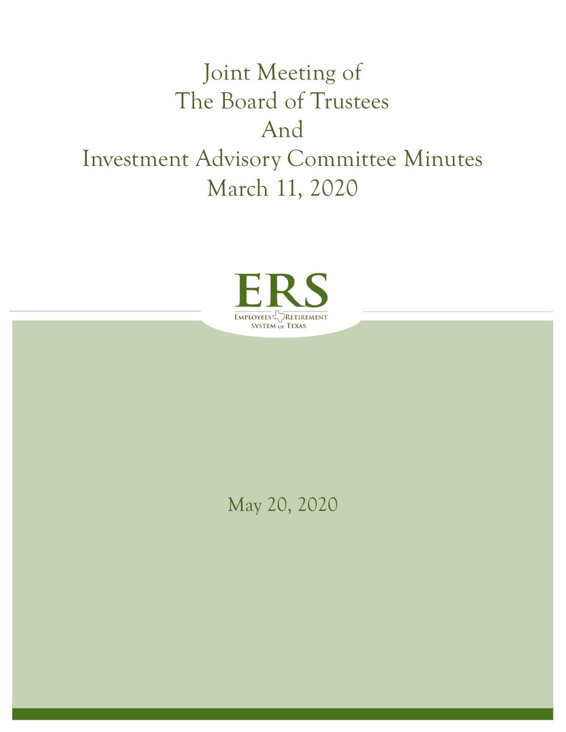# Joint Meeting of The Board of Trustees And Investment Advisory Committee Minutes March 11, 2020

ERS

EMPLOYEES RETIREMENT SYSTEM OF TEXAS

May 20, 2020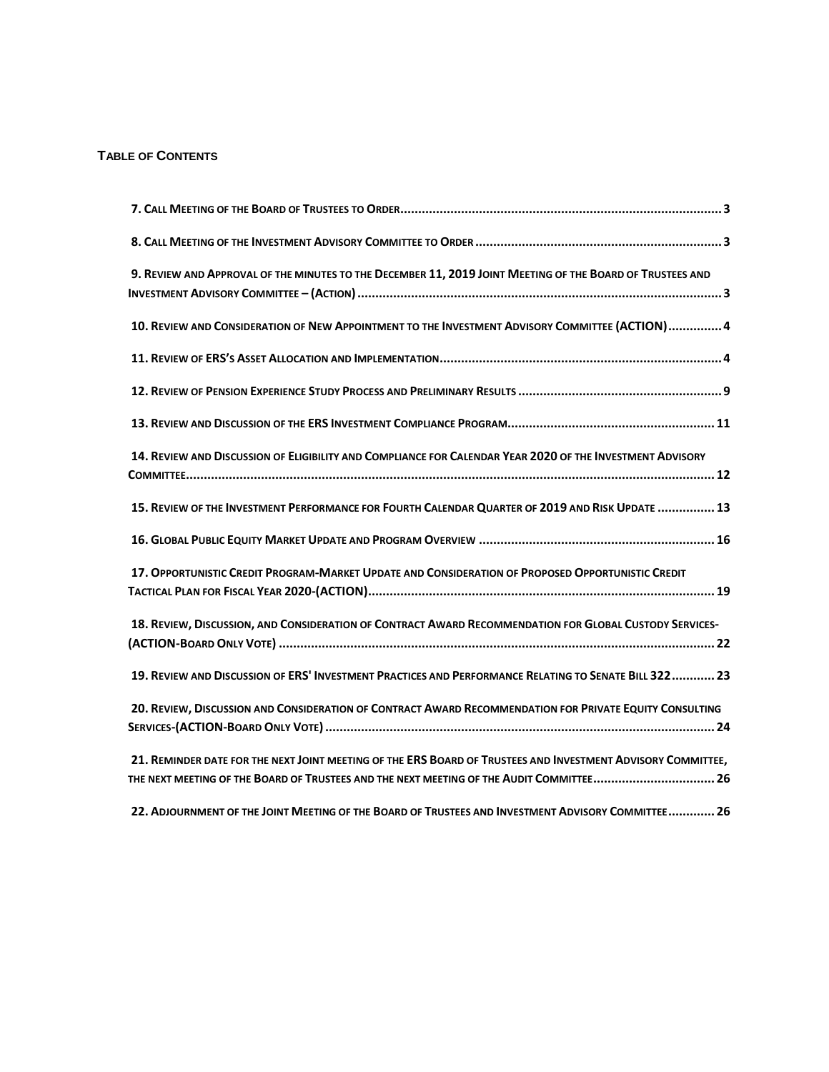**Table of Contents**

7. Call Meeting of the Board of Trustees to Order ........................................................................................ 3

8. Call Meeting of the Investment Advisory Committee to Order .................................................................... 3

9. Review and Approval of the minutes to the December 11, 2019 Joint Meeting of the Board of Trustees and Investment Advisory Committee – (Action) ..................................................................................................... 3

10. Review and Consideration of New Appointment to the Investment Advisory Committee (ACTION) ............... 4

11. Review of ERS's Asset Allocation and Implementation .............................................................................. 4

12. Review of Pension Experience Study Process and Preliminary Results ........................................................ 9

13. Review and Discussion of the ERS Investment Compliance Program ......................................................... 11

14. Review and Discussion of Eligibility and Compliance for Calendar Year 2020 of the Investment Advisory Committee .................................................................................................................................................. 12

15. Review of the Investment Performance for Fourth Calendar Quarter of 2019 and Risk Update ................ 13

16. Global Public Equity Market Update and Program Overview ................................................................. 16

17. Opportunistic Credit Program-Market Update and Consideration of Proposed Opportunistic Credit Tactical Plan for Fiscal Year 2020-(ACTION) ................................................................................................ 19

18. Review, Discussion, and Consideration of Contract Award Recommendation for Global Custody Services-(ACTION-Board Only Vote) ......................................................................................................................... 22

19. Review and Discussion of ERS' Investment Practices and Performance Relating to Senate Bill 322 ............ 23

20. Review, Discussion and Consideration of Contract Award Recommendation for Private Equity Consulting Services-(ACTION-Board Only Vote) ............................................................................................................ 24

21. Reminder date for the next Joint meeting of the ERS Board of Trustees and Investment Advisory Committee, the next meeting of the Board of Trustees and the next meeting of the Audit Committee .................................. 26

22. Adjournment of the Joint Meeting of the Board of Trustees and Investment Advisory Committee ............. 26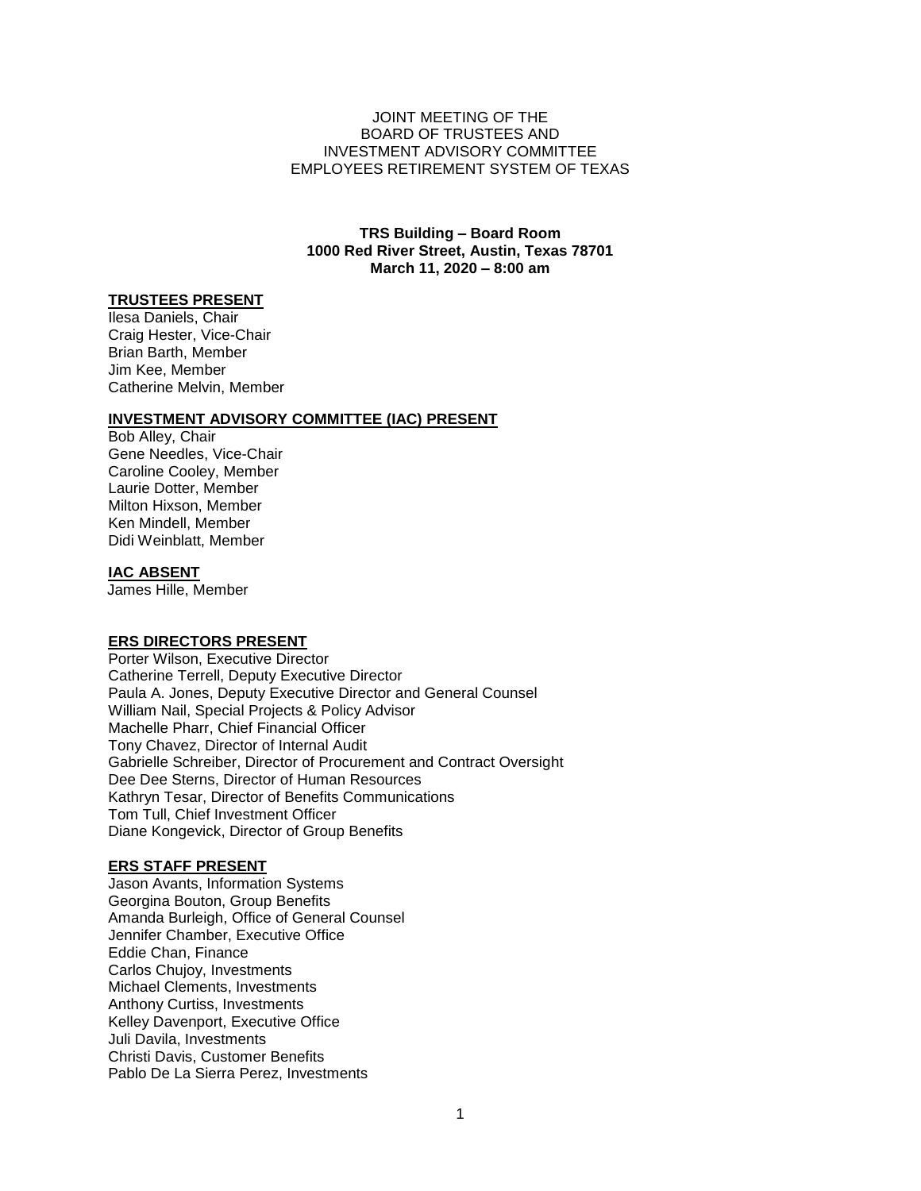JOINT MEETING OF THE
BOARD OF TRUSTEES AND
INVESTMENT ADVISORY COMMITTEE
EMPLOYEES RETIREMENT SYSTEM OF TEXAS

**TRS Building – Board Room**
**1000 Red River Street, Austin, Texas 78701**
**March 11, 2020 – 8:00 am**

## TRUSTEES PRESENT

Ilesa Daniels, Chair
Craig Hester, Vice-Chair
Brian Barth, Member
Jim Kee, Member
Catherine Melvin, Member

## INVESTMENT ADVISORY COMMITTEE (IAC) PRESENT

Bob Alley, Chair
Gene Needles, Vice-Chair
Caroline Cooley, Member
Laurie Dotter, Member
Milton Hixson, Member
Ken Mindell, Member
Didi Weinblatt, Member

## IAC ABSENT

James Hille, Member

## ERS DIRECTORS PRESENT

Porter Wilson, Executive Director
Catherine Terrell, Deputy Executive Director
Paula A. Jones, Deputy Executive Director and General Counsel
William Nail, Special Projects & Policy Advisor
Machelle Pharr, Chief Financial Officer
Tony Chavez, Director of Internal Audit
Gabrielle Schreiber, Director of Procurement and Contract Oversight
Dee Dee Sterns, Director of Human Resources
Kathryn Tesar, Director of Benefits Communications
Tom Tull, Chief Investment Officer
Diane Kongevick, Director of Group Benefits

## ERS STAFF PRESENT

Jason Avants, Information Systems
Georgina Bouton, Group Benefits
Amanda Burleigh, Office of General Counsel
Jennifer Chamber, Executive Office
Eddie Chan, Finance
Carlos Chujoy, Investments
Michael Clements, Investments
Anthony Curtiss, Investments
Kelley Davenport, Executive Office
Juli Davila, Investments
Christi Davis, Customer Benefits
Pablo De La Sierra Perez, Investments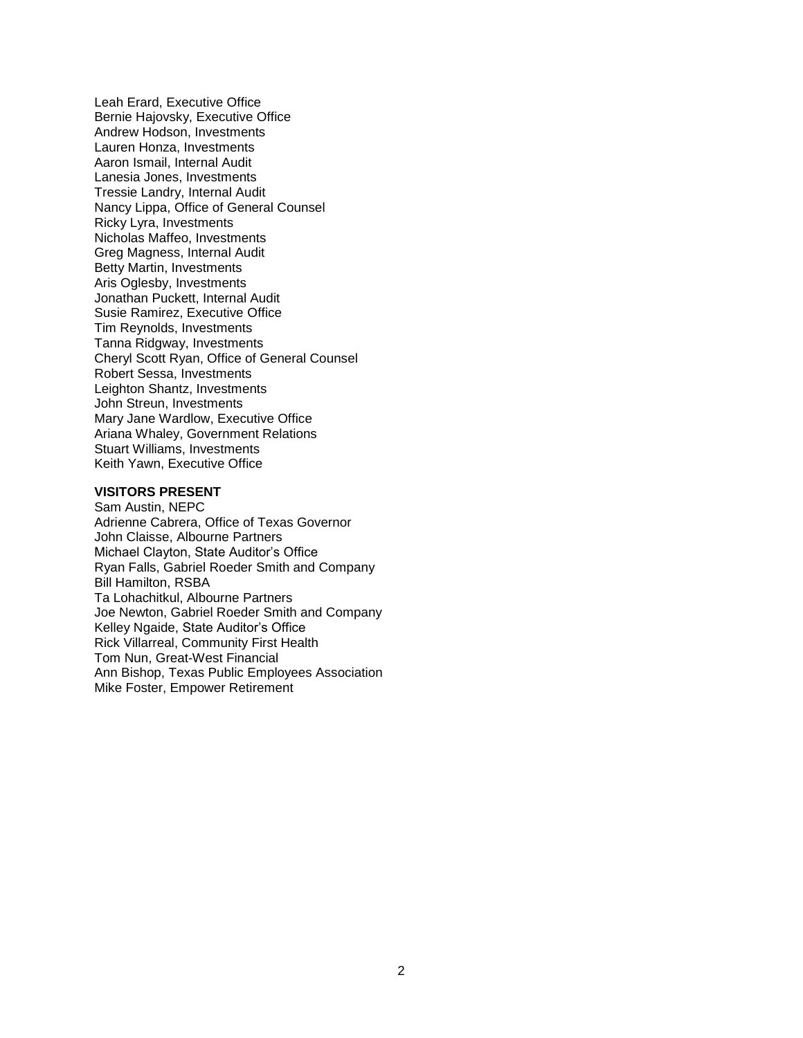Leah Erard, Executive Office
Bernie Hajovsky, Executive Office
Andrew Hodson, Investments
Lauren Honza, Investments
Aaron Ismail, Internal Audit
Lanesia Jones, Investments
Tressie Landry, Internal Audit
Nancy Lippa, Office of General Counsel
Ricky Lyra, Investments
Nicholas Maffeo, Investments
Greg Magness, Internal Audit
Betty Martin, Investments
Aris Oglesby, Investments
Jonathan Puckett, Internal Audit
Susie Ramirez, Executive Office
Tim Reynolds, Investments
Tanna Ridgway, Investments
Cheryl Scott Ryan, Office of General Counsel
Robert Sessa, Investments
Leighton Shantz, Investments
John Streun, Investments
Mary Jane Wardlow, Executive Office
Ariana Whaley, Government Relations
Stuart Williams, Investments
Keith Yawn, Executive Office

**VISITORS PRESENT**

Sam Austin, NEPC
Adrienne Cabrera, Office of Texas Governor
John Claisse, Albourne Partners
Michael Clayton, State Auditor's Office
Ryan Falls, Gabriel Roeder Smith and Company
Bill Hamilton, RSBA
Ta Lohachitkul, Albourne Partners
Joe Newton, Gabriel Roeder Smith and Company
Kelley Ngaide, State Auditor's Office
Rick Villarreal, Community First Health
Tom Nun, Great-West Financial
Ann Bishop, Texas Public Employees Association
Mike Foster, Empower Retirement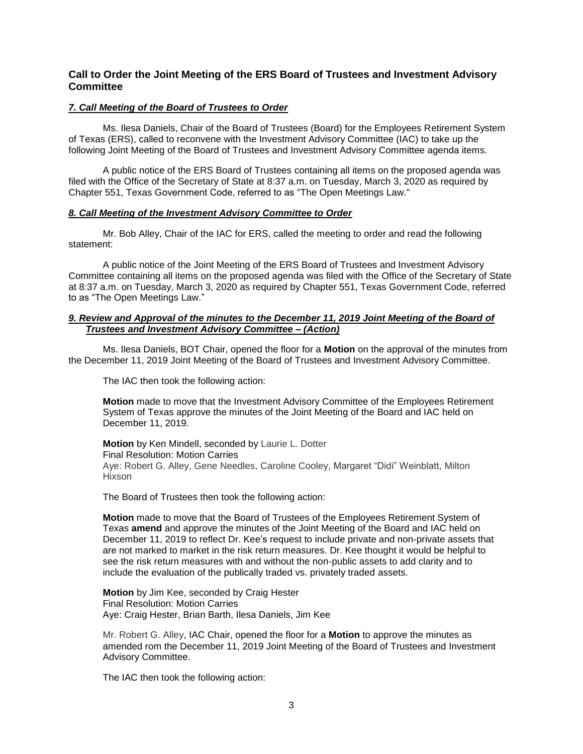## Call to Order the Joint Meeting of the ERS Board of Trustees and Investment Advisory Committee

### ***7. Call Meeting of the Board of Trustees to Order***

Ms. Ilesa Daniels, Chair of the Board of Trustees (Board) for the Employees Retirement System of Texas (ERS), called to reconvene with the Investment Advisory Committee (IAC) to take up the following Joint Meeting of the Board of Trustees and Investment Advisory Committee agenda items.

A public notice of the ERS Board of Trustees containing all items on the proposed agenda was filed with the Office of the Secretary of State at 8:37 a.m. on Tuesday, March 3, 2020 as required by Chapter 551, Texas Government Code, referred to as "The Open Meetings Law."

### ***8. Call Meeting of the Investment Advisory Committee to Order***

Mr. Bob Alley, Chair of the IAC for ERS, called the meeting to order and read the following statement:

A public notice of the Joint Meeting of the ERS Board of Trustees and Investment Advisory Committee containing all items on the proposed agenda was filed with the Office of the Secretary of State at 8:37 a.m. on Tuesday, March 3, 2020 as required by Chapter 551, Texas Government Code, referred to as "The Open Meetings Law."

### ***9. Review and Approval of the minutes to the December 11, 2019 Joint Meeting of the Board of Trustees and Investment Advisory Committee – (Action)***

Ms. Ilesa Daniels, BOT Chair, opened the floor for a **Motion** on the approval of the minutes from the December 11, 2019 Joint Meeting of the Board of Trustees and Investment Advisory Committee.

The IAC then took the following action:

**Motion** made to move that the Investment Advisory Committee of the Employees Retirement System of Texas approve the minutes of the Joint Meeting of the Board and IAC held on December 11, 2019.

**Motion** by Ken Mindell, seconded by Laurie L. Dotter
Final Resolution: Motion Carries
Aye: Robert G. Alley, Gene Needles, Caroline Cooley, Margaret "Didi" Weinblatt, Milton Hixson

The Board of Trustees then took the following action:

**Motion** made to move that the Board of Trustees of the Employees Retirement System of Texas **amend** and approve the minutes of the Joint Meeting of the Board and IAC held on December 11, 2019 to reflect Dr. Kee's request to include private and non-private assets that are not marked to market in the risk return measures. Dr. Kee thought it would be helpful to see the risk return measures with and without the non-public assets to add clarity and to include the evaluation of the publically traded vs. privately traded assets.

**Motion** by Jim Kee, seconded by Craig Hester
Final Resolution: Motion Carries
Aye: Craig Hester, Brian Barth, Ilesa Daniels, Jim Kee

Mr. Robert G. Alley, IAC Chair, opened the floor for a **Motion** to approve the minutes as amended rom the December 11, 2019 Joint Meeting of the Board of Trustees and Investment Advisory Committee.

The IAC then took the following action: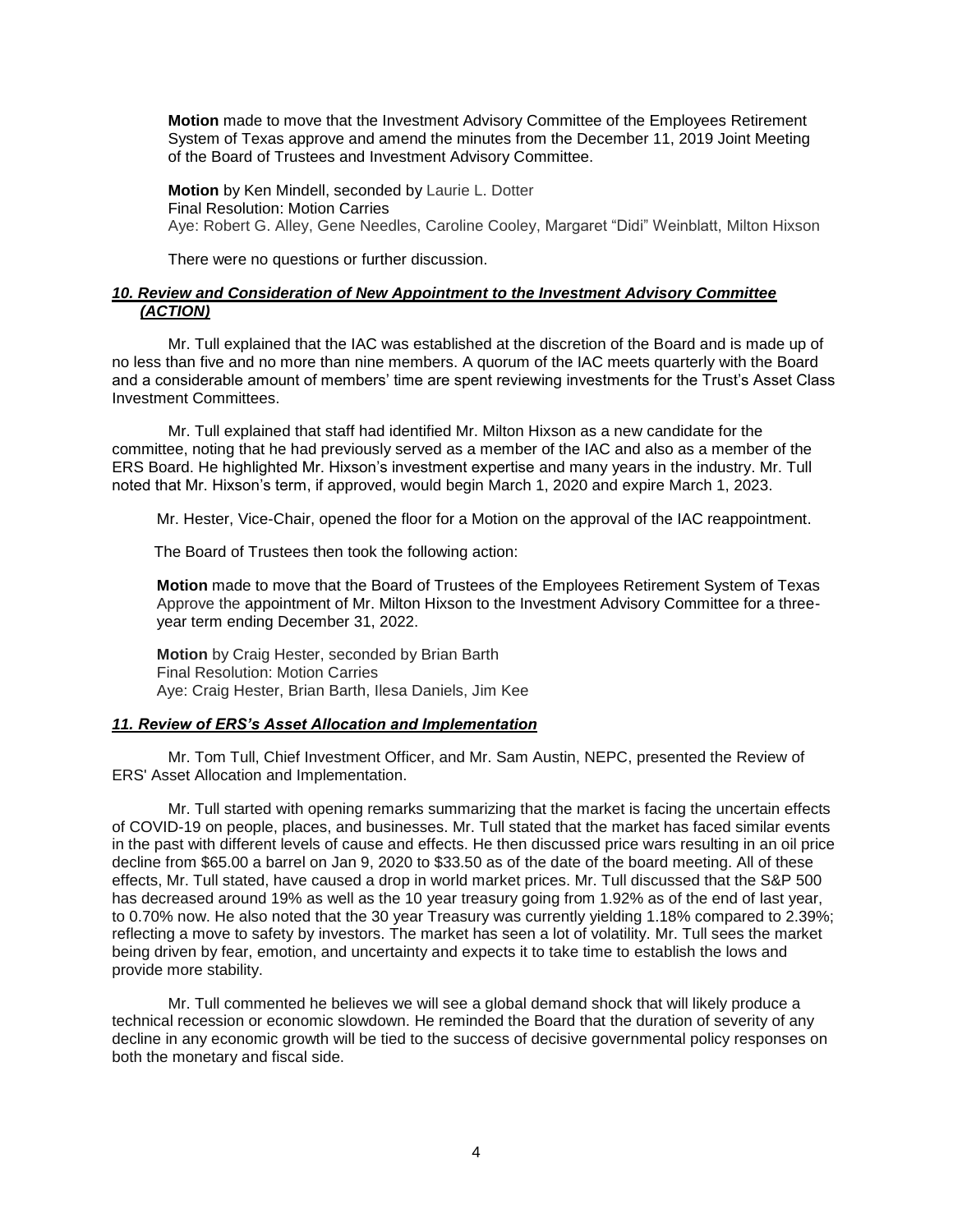**Motion** made to move that the Investment Advisory Committee of the Employees Retirement System of Texas approve and amend the minutes from the December 11, 2019 Joint Meeting of the Board of Trustees and Investment Advisory Committee.

**Motion** by Ken Mindell, seconded by Laurie L. Dotter
Final Resolution: Motion Carries
Aye: Robert G. Alley, Gene Needles, Caroline Cooley, Margaret "Didi" Weinblatt, Milton Hixson

There were no questions or further discussion.

***10. Review and Consideration of New Appointment to the Investment Advisory Committee (ACTION)***

Mr. Tull explained that the IAC was established at the discretion of the Board and is made up of no less than five and no more than nine members. A quorum of the IAC meets quarterly with the Board and a considerable amount of members' time are spent reviewing investments for the Trust's Asset Class Investment Committees.

Mr. Tull explained that staff had identified Mr. Milton Hixson as a new candidate for the committee, noting that he had previously served as a member of the IAC and also as a member of the ERS Board. He highlighted Mr. Hixson's investment expertise and many years in the industry. Mr. Tull noted that Mr. Hixson's term, if approved, would begin March 1, 2020 and expire March 1, 2023.

Mr. Hester, Vice-Chair, opened the floor for a Motion on the approval of the IAC reappointment.

The Board of Trustees then took the following action:

**Motion** made to move that the Board of Trustees of the Employees Retirement System of Texas Approve the appointment of Mr. Milton Hixson to the Investment Advisory Committee for a three-year term ending December 31, 2022.

**Motion** by Craig Hester, seconded by Brian Barth
Final Resolution: Motion Carries
Aye: Craig Hester, Brian Barth, Ilesa Daniels, Jim Kee

***11. Review of ERS's Asset Allocation and Implementation***

Mr. Tom Tull, Chief Investment Officer, and Mr. Sam Austin, NEPC, presented the Review of ERS' Asset Allocation and Implementation.

Mr. Tull started with opening remarks summarizing that the market is facing the uncertain effects of COVID-19 on people, places, and businesses. Mr. Tull stated that the market has faced similar events in the past with different levels of cause and effects. He then discussed price wars resulting in an oil price decline from $65.00 a barrel on Jan 9, 2020 to $33.50 as of the date of the board meeting. All of these effects, Mr. Tull stated, have caused a drop in world market prices. Mr. Tull discussed that the S&P 500 has decreased around 19% as well as the 10 year treasury going from 1.92% as of the end of last year, to 0.70% now. He also noted that the 30 year Treasury was currently yielding 1.18% compared to 2.39%; reflecting a move to safety by investors. The market has seen a lot of volatility. Mr. Tull sees the market being driven by fear, emotion, and uncertainty and expects it to take time to establish the lows and provide more stability.

Mr. Tull commented he believes we will see a global demand shock that will likely produce a technical recession or economic slowdown. He reminded the Board that the duration of severity of any decline in any economic growth will be tied to the success of decisive governmental policy responses on both the monetary and fiscal side.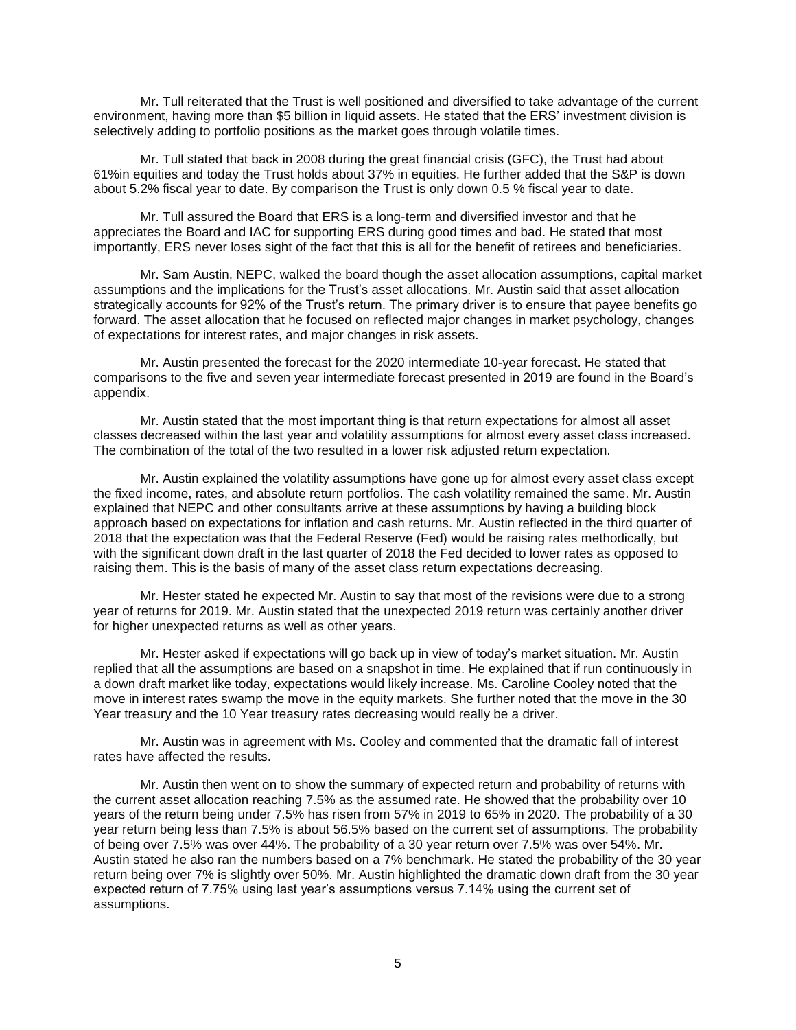Mr. Tull reiterated that the Trust is well positioned and diversified to take advantage of the current environment, having more than $5 billion in liquid assets. He stated that the ERS' investment division is selectively adding to portfolio positions as the market goes through volatile times.

Mr. Tull stated that back in 2008 during the great financial crisis (GFC), the Trust had about 61%in equities and today the Trust holds about 37% in equities. He further added that the S&P is down about 5.2% fiscal year to date. By comparison the Trust is only down 0.5 % fiscal year to date.

Mr. Tull assured the Board that ERS is a long-term and diversified investor and that he appreciates the Board and IAC for supporting ERS during good times and bad. He stated that most importantly, ERS never loses sight of the fact that this is all for the benefit of retirees and beneficiaries.

Mr. Sam Austin, NEPC, walked the board though the asset allocation assumptions, capital market assumptions and the implications for the Trust's asset allocations. Mr. Austin said that asset allocation strategically accounts for 92% of the Trust's return. The primary driver is to ensure that payee benefits go forward. The asset allocation that he focused on reflected major changes in market psychology, changes of expectations for interest rates, and major changes in risk assets.

Mr. Austin presented the forecast for the 2020 intermediate 10-year forecast. He stated that comparisons to the five and seven year intermediate forecast presented in 2019 are found in the Board's appendix.

Mr. Austin stated that the most important thing is that return expectations for almost all asset classes decreased within the last year and volatility assumptions for almost every asset class increased. The combination of the total of the two resulted in a lower risk adjusted return expectation.

Mr. Austin explained the volatility assumptions have gone up for almost every asset class except the fixed income, rates, and absolute return portfolios. The cash volatility remained the same. Mr. Austin explained that NEPC and other consultants arrive at these assumptions by having a building block approach based on expectations for inflation and cash returns. Mr. Austin reflected in the third quarter of 2018 that the expectation was that the Federal Reserve (Fed) would be raising rates methodically, but with the significant down draft in the last quarter of 2018 the Fed decided to lower rates as opposed to raising them. This is the basis of many of the asset class return expectations decreasing.

Mr. Hester stated he expected Mr. Austin to say that most of the revisions were due to a strong year of returns for 2019. Mr. Austin stated that the unexpected 2019 return was certainly another driver for higher unexpected returns as well as other years.

Mr. Hester asked if expectations will go back up in view of today's market situation. Mr. Austin replied that all the assumptions are based on a snapshot in time. He explained that if run continuously in a down draft market like today, expectations would likely increase. Ms. Caroline Cooley noted that the move in interest rates swamp the move in the equity markets. She further noted that the move in the 30 Year treasury and the 10 Year treasury rates decreasing would really be a driver.

Mr. Austin was in agreement with Ms. Cooley and commented that the dramatic fall of interest rates have affected the results.

Mr. Austin then went on to show the summary of expected return and probability of returns with the current asset allocation reaching 7.5% as the assumed rate. He showed that the probability over 10 years of the return being under 7.5% has risen from 57% in 2019 to 65% in 2020. The probability of a 30 year return being less than 7.5% is about 56.5% based on the current set of assumptions. The probability of being over 7.5% was over 44%. The probability of a 30 year return over 7.5% was over 54%. Mr. Austin stated he also ran the numbers based on a 7% benchmark. He stated the probability of the 30 year return being over 7% is slightly over 50%. Mr. Austin highlighted the dramatic down draft from the 30 year expected return of 7.75% using last year's assumptions versus 7.14% using the current set of assumptions.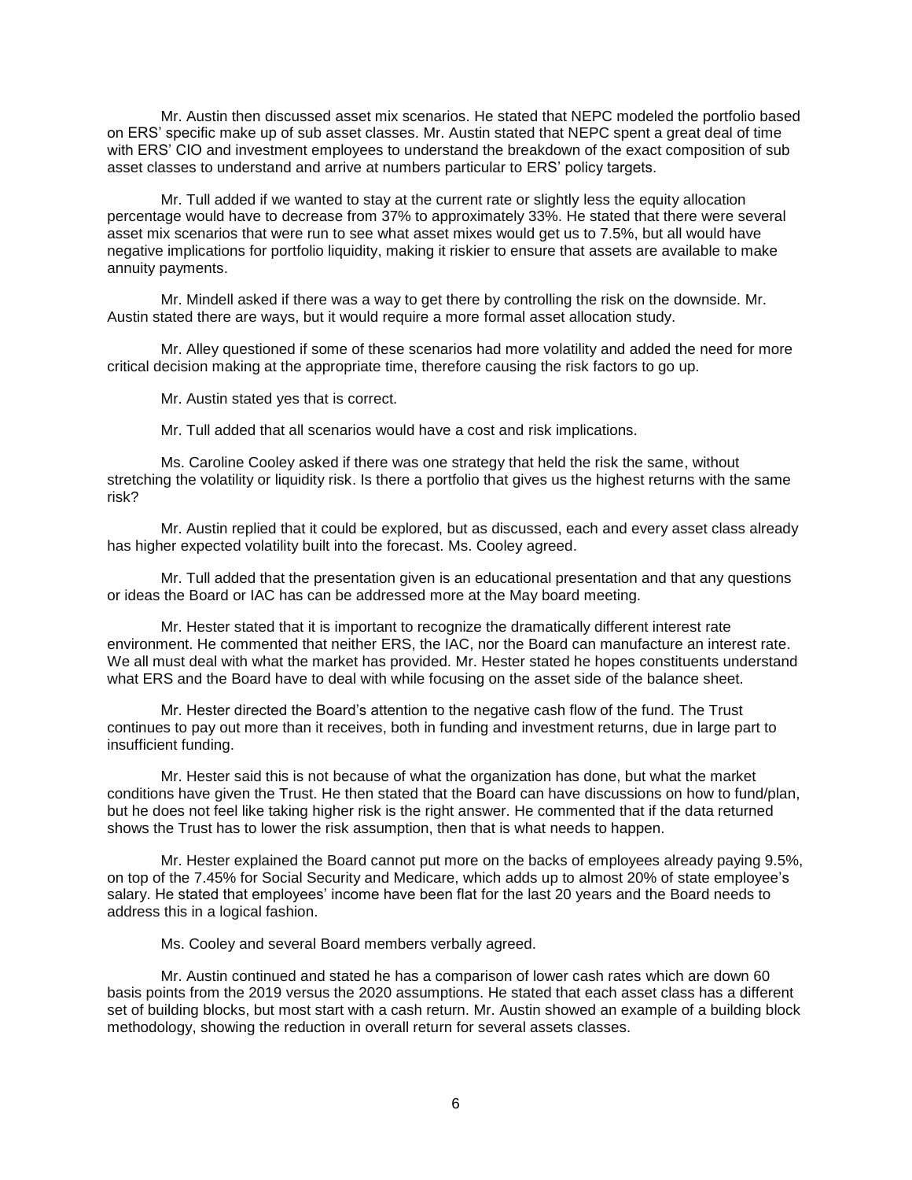Mr. Austin then discussed asset mix scenarios. He stated that NEPC modeled the portfolio based on ERS' specific make up of sub asset classes. Mr. Austin stated that NEPC spent a great deal of time with ERS' CIO and investment employees to understand the breakdown of the exact composition of sub asset classes to understand and arrive at numbers particular to ERS' policy targets.

Mr. Tull added if we wanted to stay at the current rate or slightly less the equity allocation percentage would have to decrease from 37% to approximately 33%. He stated that there were several asset mix scenarios that were run to see what asset mixes would get us to 7.5%, but all would have negative implications for portfolio liquidity, making it riskier to ensure that assets are available to make annuity payments.

Mr. Mindell asked if there was a way to get there by controlling the risk on the downside. Mr. Austin stated there are ways, but it would require a more formal asset allocation study.

Mr. Alley questioned if some of these scenarios had more volatility and added the need for more critical decision making at the appropriate time, therefore causing the risk factors to go up.

Mr. Austin stated yes that is correct.

Mr. Tull added that all scenarios would have a cost and risk implications.

Ms. Caroline Cooley asked if there was one strategy that held the risk the same, without stretching the volatility or liquidity risk. Is there a portfolio that gives us the highest returns with the same risk?

Mr. Austin replied that it could be explored, but as discussed, each and every asset class already has higher expected volatility built into the forecast. Ms. Cooley agreed.

Mr. Tull added that the presentation given is an educational presentation and that any questions or ideas the Board or IAC has can be addressed more at the May board meeting.

Mr. Hester stated that it is important to recognize the dramatically different interest rate environment. He commented that neither ERS, the IAC, nor the Board can manufacture an interest rate. We all must deal with what the market has provided. Mr. Hester stated he hopes constituents understand what ERS and the Board have to deal with while focusing on the asset side of the balance sheet.

Mr. Hester directed the Board's attention to the negative cash flow of the fund. The Trust continues to pay out more than it receives, both in funding and investment returns, due in large part to insufficient funding.

Mr. Hester said this is not because of what the organization has done, but what the market conditions have given the Trust. He then stated that the Board can have discussions on how to fund/plan, but he does not feel like taking higher risk is the right answer. He commented that if the data returned shows the Trust has to lower the risk assumption, then that is what needs to happen.

Mr. Hester explained the Board cannot put more on the backs of employees already paying 9.5%, on top of the 7.45% for Social Security and Medicare, which adds up to almost 20% of state employee's salary. He stated that employees' income have been flat for the last 20 years and the Board needs to address this in a logical fashion.

Ms. Cooley and several Board members verbally agreed.

Mr. Austin continued and stated he has a comparison of lower cash rates which are down 60 basis points from the 2019 versus the 2020 assumptions. He stated that each asset class has a different set of building blocks, but most start with a cash return. Mr. Austin showed an example of a building block methodology, showing the reduction in overall return for several assets classes.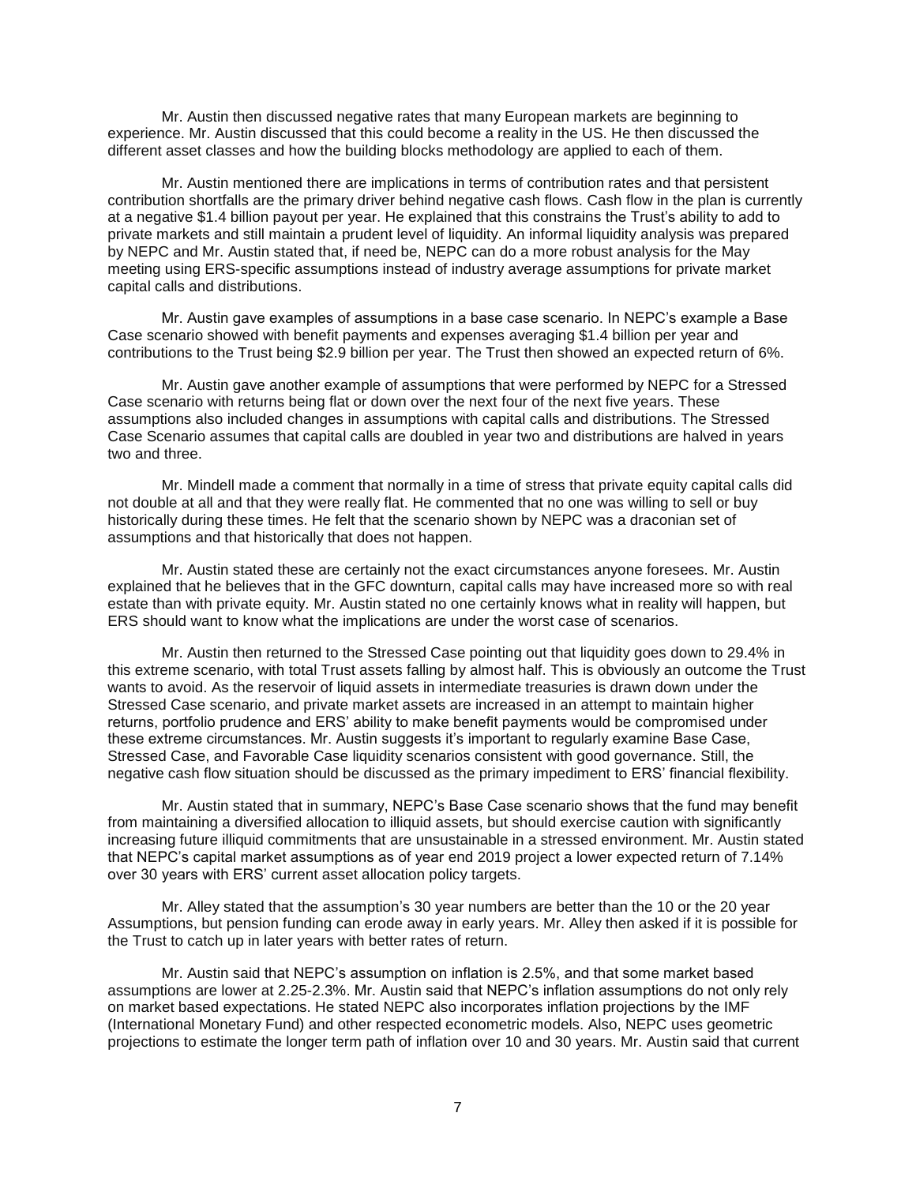Mr. Austin then discussed negative rates that many European markets are beginning to experience. Mr. Austin discussed that this could become a reality in the US. He then discussed the different asset classes and how the building blocks methodology are applied to each of them.

Mr. Austin mentioned there are implications in terms of contribution rates and that persistent contribution shortfalls are the primary driver behind negative cash flows. Cash flow in the plan is currently at a negative $1.4 billion payout per year. He explained that this constrains the Trust's ability to add to private markets and still maintain a prudent level of liquidity. An informal liquidity analysis was prepared by NEPC and Mr. Austin stated that, if need be, NEPC can do a more robust analysis for the May meeting using ERS-specific assumptions instead of industry average assumptions for private market capital calls and distributions.

Mr. Austin gave examples of assumptions in a base case scenario. In NEPC's example a Base Case scenario showed with benefit payments and expenses averaging $1.4 billion per year and contributions to the Trust being $2.9 billion per year. The Trust then showed an expected return of 6%.

Mr. Austin gave another example of assumptions that were performed by NEPC for a Stressed Case scenario with returns being flat or down over the next four of the next five years. These assumptions also included changes in assumptions with capital calls and distributions. The Stressed Case Scenario assumes that capital calls are doubled in year two and distributions are halved in years two and three.

Mr. Mindell made a comment that normally in a time of stress that private equity capital calls did not double at all and that they were really flat. He commented that no one was willing to sell or buy historically during these times. He felt that the scenario shown by NEPC was a draconian set of assumptions and that historically that does not happen.

Mr. Austin stated these are certainly not the exact circumstances anyone foresees. Mr. Austin explained that he believes that in the GFC downturn, capital calls may have increased more so with real estate than with private equity. Mr. Austin stated no one certainly knows what in reality will happen, but ERS should want to know what the implications are under the worst case of scenarios.

Mr. Austin then returned to the Stressed Case pointing out that liquidity goes down to 29.4% in this extreme scenario, with total Trust assets falling by almost half. This is obviously an outcome the Trust wants to avoid. As the reservoir of liquid assets in intermediate treasuries is drawn down under the Stressed Case scenario, and private market assets are increased in an attempt to maintain higher returns, portfolio prudence and ERS' ability to make benefit payments would be compromised under these extreme circumstances. Mr. Austin suggests it's important to regularly examine Base Case, Stressed Case, and Favorable Case liquidity scenarios consistent with good governance. Still, the negative cash flow situation should be discussed as the primary impediment to ERS' financial flexibility.

Mr. Austin stated that in summary, NEPC's Base Case scenario shows that the fund may benefit from maintaining a diversified allocation to illiquid assets, but should exercise caution with significantly increasing future illiquid commitments that are unsustainable in a stressed environment. Mr. Austin stated that NEPC's capital market assumptions as of year end 2019 project a lower expected return of 7.14% over 30 years with ERS' current asset allocation policy targets.

Mr. Alley stated that the assumption's 30 year numbers are better than the 10 or the 20 year Assumptions, but pension funding can erode away in early years. Mr. Alley then asked if it is possible for the Trust to catch up in later years with better rates of return.

Mr. Austin said that NEPC's assumption on inflation is 2.5%, and that some market based assumptions are lower at 2.25-2.3%. Mr. Austin said that NEPC's inflation assumptions do not only rely on market based expectations. He stated NEPC also incorporates inflation projections by the IMF (International Monetary Fund) and other respected econometric models. Also, NEPC uses geometric projections to estimate the longer term path of inflation over 10 and 30 years. Mr. Austin said that current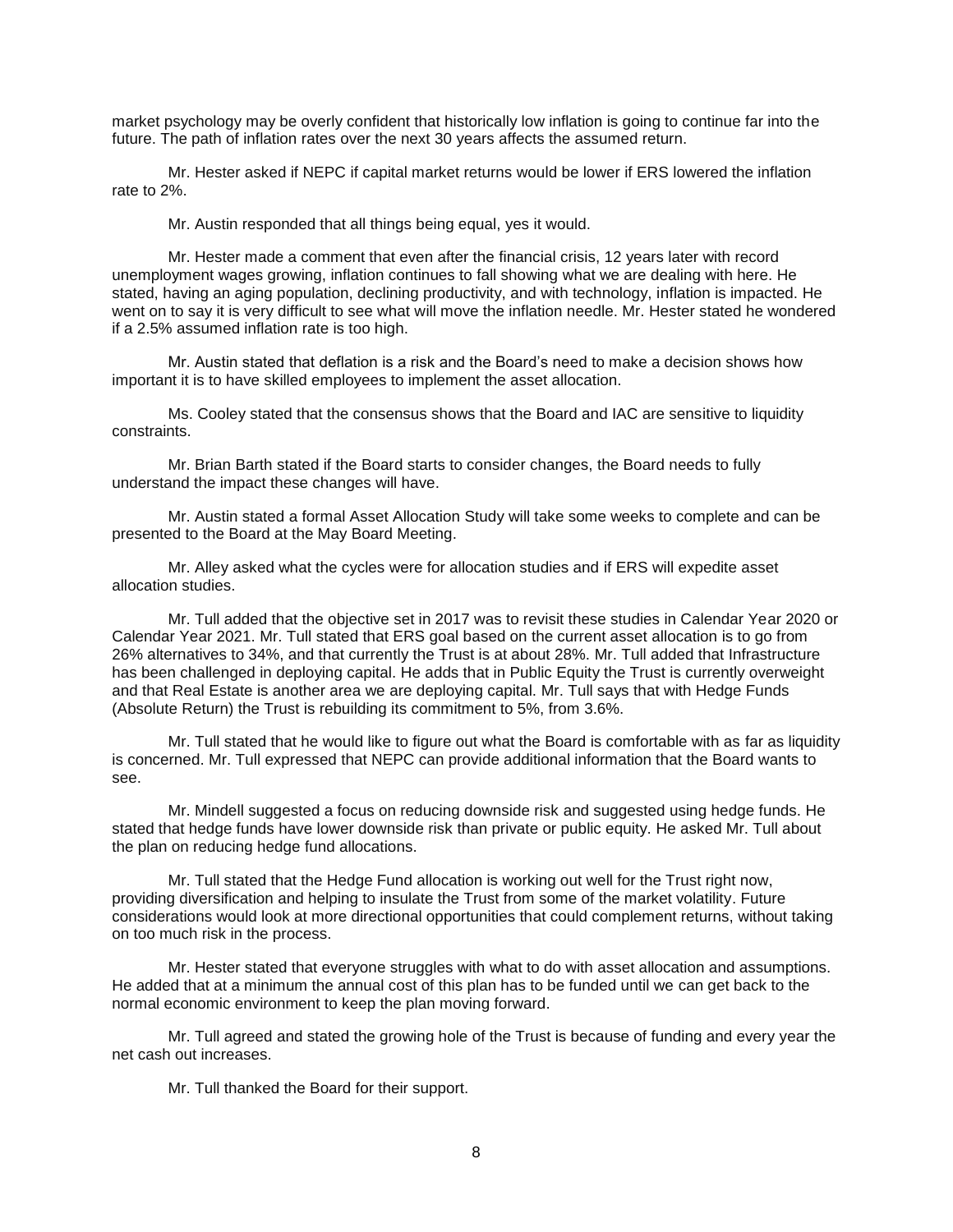market psychology may be overly confident that historically low inflation is going to continue far into the future. The path of inflation rates over the next 30 years affects the assumed return.

Mr. Hester asked if NEPC if capital market returns would be lower if ERS lowered the inflation rate to 2%.

Mr. Austin responded that all things being equal, yes it would.

Mr. Hester made a comment that even after the financial crisis, 12 years later with record unemployment wages growing, inflation continues to fall showing what we are dealing with here. He stated, having an aging population, declining productivity, and with technology, inflation is impacted. He went on to say it is very difficult to see what will move the inflation needle. Mr. Hester stated he wondered if a 2.5% assumed inflation rate is too high.

Mr. Austin stated that deflation is a risk and the Board's need to make a decision shows how important it is to have skilled employees to implement the asset allocation.

Ms. Cooley stated that the consensus shows that the Board and IAC are sensitive to liquidity constraints.

Mr. Brian Barth stated if the Board starts to consider changes, the Board needs to fully understand the impact these changes will have.

Mr. Austin stated a formal Asset Allocation Study will take some weeks to complete and can be presented to the Board at the May Board Meeting.

Mr. Alley asked what the cycles were for allocation studies and if ERS will expedite asset allocation studies.

Mr. Tull added that the objective set in 2017 was to revisit these studies in Calendar Year 2020 or Calendar Year 2021. Mr. Tull stated that ERS goal based on the current asset allocation is to go from 26% alternatives to 34%, and that currently the Trust is at about 28%. Mr. Tull added that Infrastructure has been challenged in deploying capital. He adds that in Public Equity the Trust is currently overweight and that Real Estate is another area we are deploying capital. Mr. Tull says that with Hedge Funds (Absolute Return) the Trust is rebuilding its commitment to 5%, from 3.6%.

Mr. Tull stated that he would like to figure out what the Board is comfortable with as far as liquidity is concerned. Mr. Tull expressed that NEPC can provide additional information that the Board wants to see.

Mr. Mindell suggested a focus on reducing downside risk and suggested using hedge funds. He stated that hedge funds have lower downside risk than private or public equity. He asked Mr. Tull about the plan on reducing hedge fund allocations.

Mr. Tull stated that the Hedge Fund allocation is working out well for the Trust right now, providing diversification and helping to insulate the Trust from some of the market volatility. Future considerations would look at more directional opportunities that could complement returns, without taking on too much risk in the process.

Mr. Hester stated that everyone struggles with what to do with asset allocation and assumptions. He added that at a minimum the annual cost of this plan has to be funded until we can get back to the normal economic environment to keep the plan moving forward.

Mr. Tull agreed and stated the growing hole of the Trust is because of funding and every year the net cash out increases.

Mr. Tull thanked the Board for their support.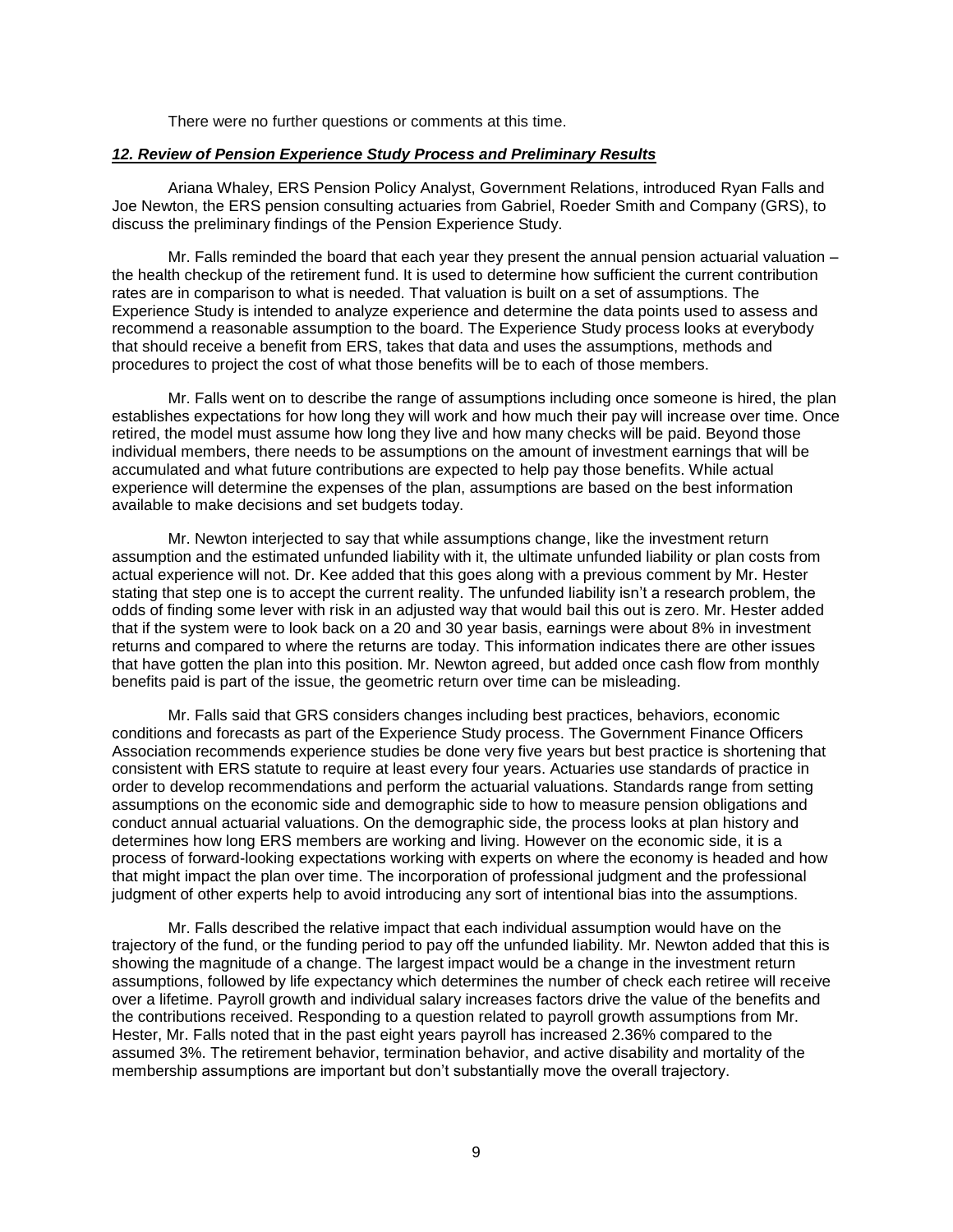There were no further questions or comments at this time.

***12. Review of Pension Experience Study Process and Preliminary Results***

Ariana Whaley, ERS Pension Policy Analyst, Government Relations, introduced Ryan Falls and Joe Newton, the ERS pension consulting actuaries from Gabriel, Roeder Smith and Company (GRS), to discuss the preliminary findings of the Pension Experience Study.

Mr. Falls reminded the board that each year they present the annual pension actuarial valuation – the health checkup of the retirement fund. It is used to determine how sufficient the current contribution rates are in comparison to what is needed. That valuation is built on a set of assumptions. The Experience Study is intended to analyze experience and determine the data points used to assess and recommend a reasonable assumption to the board. The Experience Study process looks at everybody that should receive a benefit from ERS, takes that data and uses the assumptions, methods and procedures to project the cost of what those benefits will be to each of those members.

Mr. Falls went on to describe the range of assumptions including once someone is hired, the plan establishes expectations for how long they will work and how much their pay will increase over time. Once retired, the model must assume how long they live and how many checks will be paid. Beyond those individual members, there needs to be assumptions on the amount of investment earnings that will be accumulated and what future contributions are expected to help pay those benefits. While actual experience will determine the expenses of the plan, assumptions are based on the best information available to make decisions and set budgets today.

Mr. Newton interjected to say that while assumptions change, like the investment return assumption and the estimated unfunded liability with it, the ultimate unfunded liability or plan costs from actual experience will not. Dr. Kee added that this goes along with a previous comment by Mr. Hester stating that step one is to accept the current reality. The unfunded liability isn't a research problem, the odds of finding some lever with risk in an adjusted way that would bail this out is zero. Mr. Hester added that if the system were to look back on a 20 and 30 year basis, earnings were about 8% in investment returns and compared to where the returns are today. This information indicates there are other issues that have gotten the plan into this position. Mr. Newton agreed, but added once cash flow from monthly benefits paid is part of the issue, the geometric return over time can be misleading.

Mr. Falls said that GRS considers changes including best practices, behaviors, economic conditions and forecasts as part of the Experience Study process. The Government Finance Officers Association recommends experience studies be done very five years but best practice is shortening that consistent with ERS statute to require at least every four years. Actuaries use standards of practice in order to develop recommendations and perform the actuarial valuations. Standards range from setting assumptions on the economic side and demographic side to how to measure pension obligations and conduct annual actuarial valuations. On the demographic side, the process looks at plan history and determines how long ERS members are working and living. However on the economic side, it is a process of forward-looking expectations working with experts on where the economy is headed and how that might impact the plan over time. The incorporation of professional judgment and the professional judgment of other experts help to avoid introducing any sort of intentional bias into the assumptions.

Mr. Falls described the relative impact that each individual assumption would have on the trajectory of the fund, or the funding period to pay off the unfunded liability. Mr. Newton added that this is showing the magnitude of a change. The largest impact would be a change in the investment return assumptions, followed by life expectancy which determines the number of check each retiree will receive over a lifetime. Payroll growth and individual salary increases factors drive the value of the benefits and the contributions received. Responding to a question related to payroll growth assumptions from Mr. Hester, Mr. Falls noted that in the past eight years payroll has increased 2.36% compared to the assumed 3%. The retirement behavior, termination behavior, and active disability and mortality of the membership assumptions are important but don't substantially move the overall trajectory.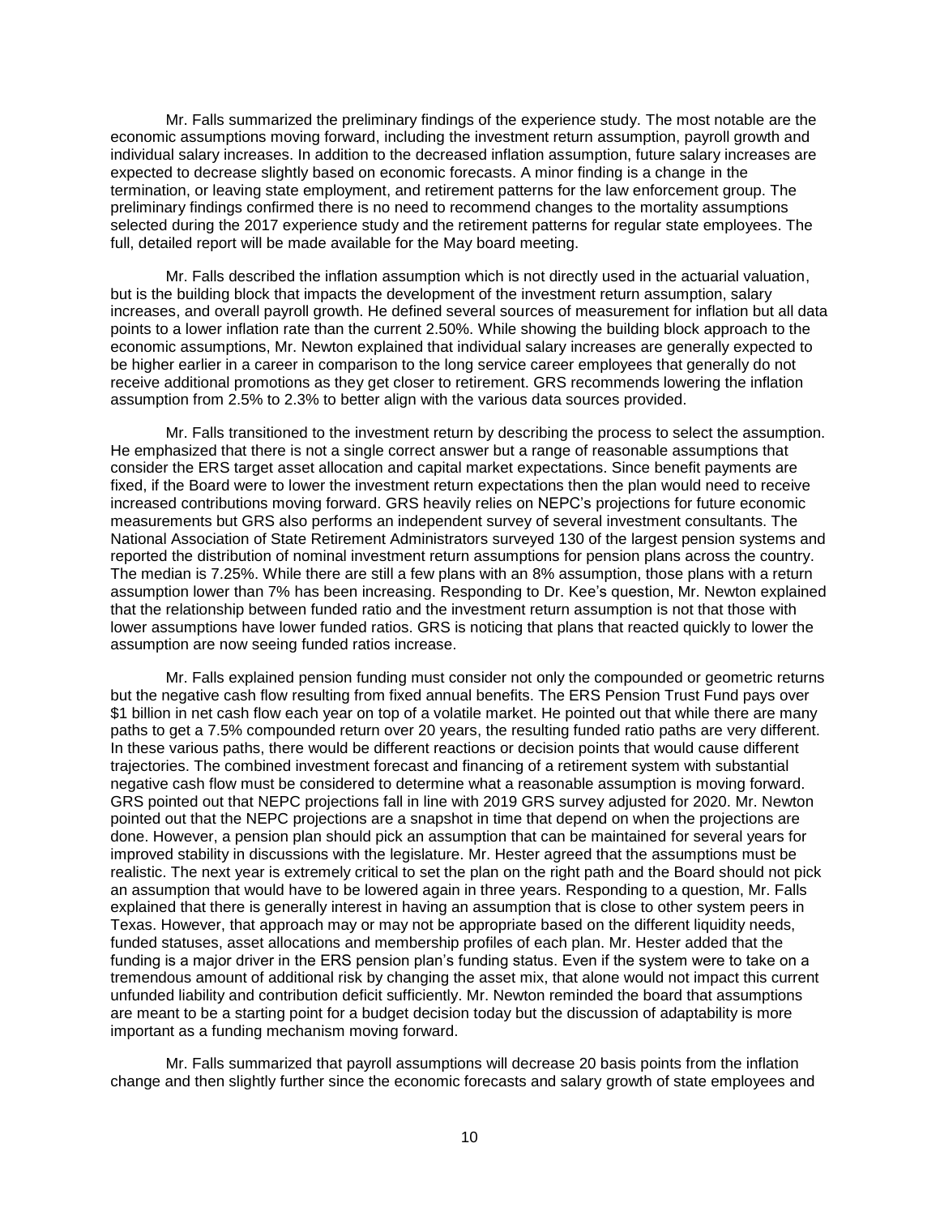Mr. Falls summarized the preliminary findings of the experience study. The most notable are the economic assumptions moving forward, including the investment return assumption, payroll growth and individual salary increases. In addition to the decreased inflation assumption, future salary increases are expected to decrease slightly based on economic forecasts. A minor finding is a change in the termination, or leaving state employment, and retirement patterns for the law enforcement group. The preliminary findings confirmed there is no need to recommend changes to the mortality assumptions selected during the 2017 experience study and the retirement patterns for regular state employees. The full, detailed report will be made available for the May board meeting.

Mr. Falls described the inflation assumption which is not directly used in the actuarial valuation, but is the building block that impacts the development of the investment return assumption, salary increases, and overall payroll growth. He defined several sources of measurement for inflation but all data points to a lower inflation rate than the current 2.50%. While showing the building block approach to the economic assumptions, Mr. Newton explained that individual salary increases are generally expected to be higher earlier in a career in comparison to the long service career employees that generally do not receive additional promotions as they get closer to retirement. GRS recommends lowering the inflation assumption from 2.5% to 2.3% to better align with the various data sources provided.

Mr. Falls transitioned to the investment return by describing the process to select the assumption. He emphasized that there is not a single correct answer but a range of reasonable assumptions that consider the ERS target asset allocation and capital market expectations. Since benefit payments are fixed, if the Board were to lower the investment return expectations then the plan would need to receive increased contributions moving forward. GRS heavily relies on NEPC's projections for future economic measurements but GRS also performs an independent survey of several investment consultants. The National Association of State Retirement Administrators surveyed 130 of the largest pension systems and reported the distribution of nominal investment return assumptions for pension plans across the country. The median is 7.25%. While there are still a few plans with an 8% assumption, those plans with a return assumption lower than 7% has been increasing. Responding to Dr. Kee's question, Mr. Newton explained that the relationship between funded ratio and the investment return assumption is not that those with lower assumptions have lower funded ratios. GRS is noticing that plans that reacted quickly to lower the assumption are now seeing funded ratios increase.

Mr. Falls explained pension funding must consider not only the compounded or geometric returns but the negative cash flow resulting from fixed annual benefits. The ERS Pension Trust Fund pays over $1 billion in net cash flow each year on top of a volatile market. He pointed out that while there are many paths to get a 7.5% compounded return over 20 years, the resulting funded ratio paths are very different. In these various paths, there would be different reactions or decision points that would cause different trajectories. The combined investment forecast and financing of a retirement system with substantial negative cash flow must be considered to determine what a reasonable assumption is moving forward. GRS pointed out that NEPC projections fall in line with 2019 GRS survey adjusted for 2020. Mr. Newton pointed out that the NEPC projections are a snapshot in time that depend on when the projections are done. However, a pension plan should pick an assumption that can be maintained for several years for improved stability in discussions with the legislature. Mr. Hester agreed that the assumptions must be realistic. The next year is extremely critical to set the plan on the right path and the Board should not pick an assumption that would have to be lowered again in three years. Responding to a question, Mr. Falls explained that there is generally interest in having an assumption that is close to other system peers in Texas. However, that approach may or may not be appropriate based on the different liquidity needs, funded statuses, asset allocations and membership profiles of each plan. Mr. Hester added that the funding is a major driver in the ERS pension plan's funding status. Even if the system were to take on a tremendous amount of additional risk by changing the asset mix, that alone would not impact this current unfunded liability and contribution deficit sufficiently. Mr. Newton reminded the board that assumptions are meant to be a starting point for a budget decision today but the discussion of adaptability is more important as a funding mechanism moving forward.

Mr. Falls summarized that payroll assumptions will decrease 20 basis points from the inflation change and then slightly further since the economic forecasts and salary growth of state employees and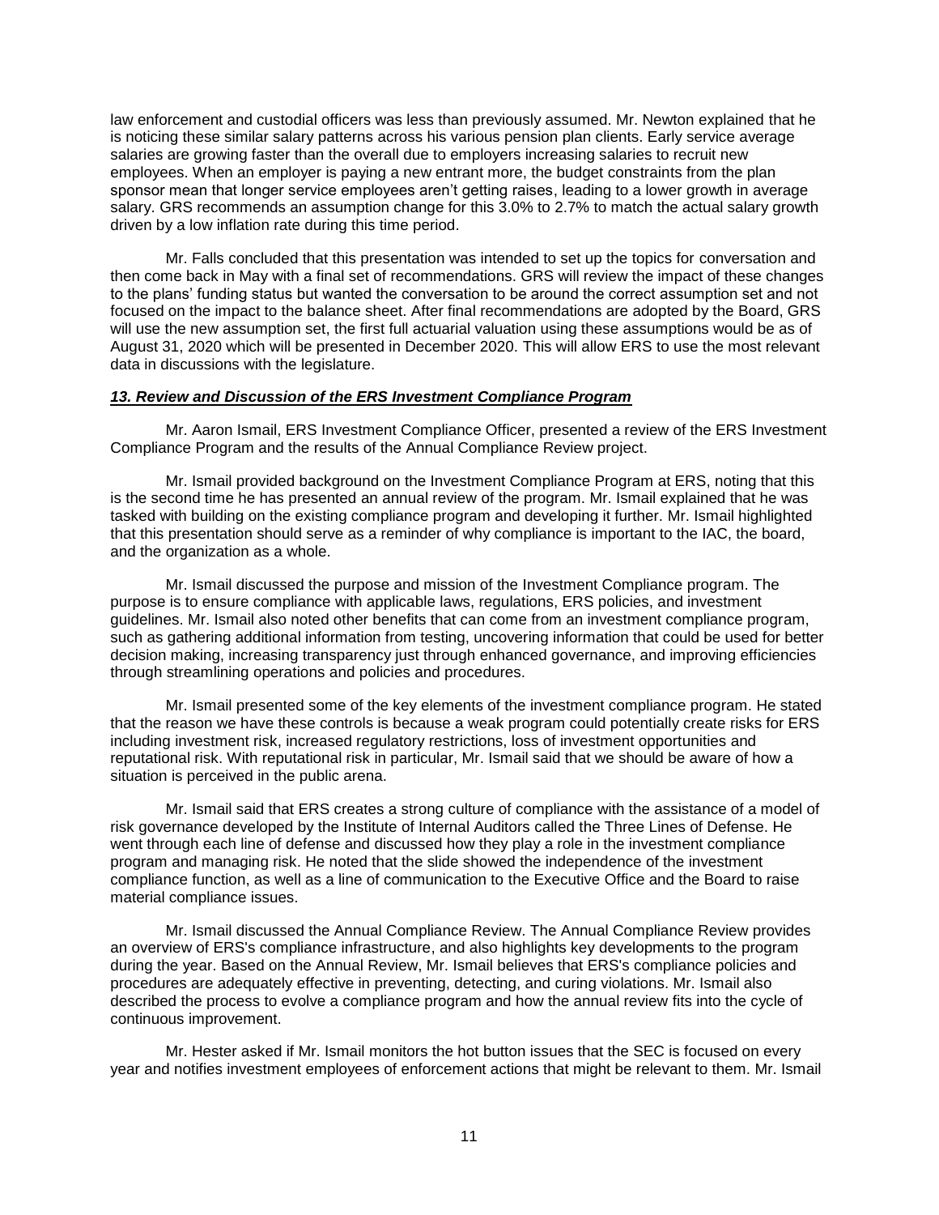law enforcement and custodial officers was less than previously assumed. Mr. Newton explained that he is noticing these similar salary patterns across his various pension plan clients. Early service average salaries are growing faster than the overall due to employers increasing salaries to recruit new employees. When an employer is paying a new entrant more, the budget constraints from the plan sponsor mean that longer service employees aren't getting raises, leading to a lower growth in average salary. GRS recommends an assumption change for this 3.0% to 2.7% to match the actual salary growth driven by a low inflation rate during this time period.

Mr. Falls concluded that this presentation was intended to set up the topics for conversation and then come back in May with a final set of recommendations. GRS will review the impact of these changes to the plans' funding status but wanted the conversation to be around the correct assumption set and not focused on the impact to the balance sheet. After final recommendations are adopted by the Board, GRS will use the new assumption set, the first full actuarial valuation using these assumptions would be as of August 31, 2020 which will be presented in December 2020. This will allow ERS to use the most relevant data in discussions with the legislature.

***13. Review and Discussion of the ERS Investment Compliance Program***

Mr. Aaron Ismail, ERS Investment Compliance Officer, presented a review of the ERS Investment Compliance Program and the results of the Annual Compliance Review project.

Mr. Ismail provided background on the Investment Compliance Program at ERS, noting that this is the second time he has presented an annual review of the program. Mr. Ismail explained that he was tasked with building on the existing compliance program and developing it further. Mr. Ismail highlighted that this presentation should serve as a reminder of why compliance is important to the IAC, the board, and the organization as a whole.

Mr. Ismail discussed the purpose and mission of the Investment Compliance program. The purpose is to ensure compliance with applicable laws, regulations, ERS policies, and investment guidelines. Mr. Ismail also noted other benefits that can come from an investment compliance program, such as gathering additional information from testing, uncovering information that could be used for better decision making, increasing transparency just through enhanced governance, and improving efficiencies through streamlining operations and policies and procedures.

Mr. Ismail presented some of the key elements of the investment compliance program. He stated that the reason we have these controls is because a weak program could potentially create risks for ERS including investment risk, increased regulatory restrictions, loss of investment opportunities and reputational risk. With reputational risk in particular, Mr. Ismail said that we should be aware of how a situation is perceived in the public arena.

Mr. Ismail said that ERS creates a strong culture of compliance with the assistance of a model of risk governance developed by the Institute of Internal Auditors called the Three Lines of Defense. He went through each line of defense and discussed how they play a role in the investment compliance program and managing risk. He noted that the slide showed the independence of the investment compliance function, as well as a line of communication to the Executive Office and the Board to raise material compliance issues.

Mr. Ismail discussed the Annual Compliance Review. The Annual Compliance Review provides an overview of ERS's compliance infrastructure, and also highlights key developments to the program during the year. Based on the Annual Review, Mr. Ismail believes that ERS's compliance policies and procedures are adequately effective in preventing, detecting, and curing violations. Mr. Ismail also described the process to evolve a compliance program and how the annual review fits into the cycle of continuous improvement.

Mr. Hester asked if Mr. Ismail monitors the hot button issues that the SEC is focused on every year and notifies investment employees of enforcement actions that might be relevant to them. Mr. Ismail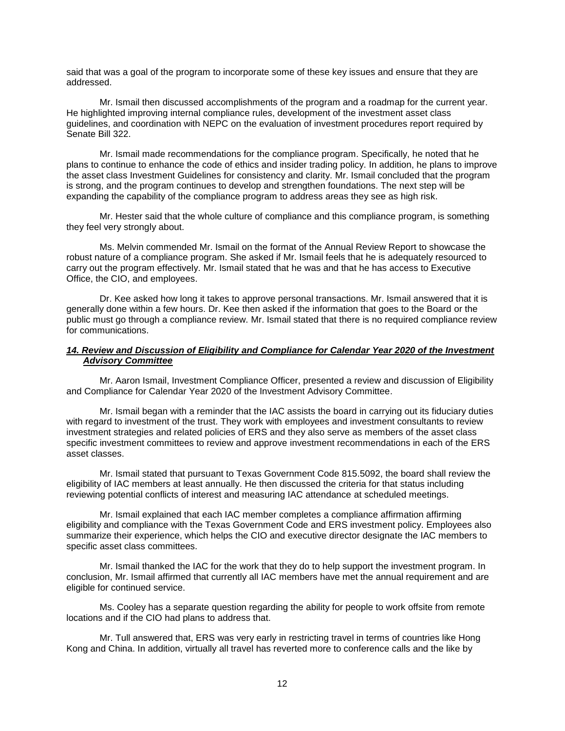said that was a goal of the program to incorporate some of these key issues and ensure that they are addressed.

Mr. Ismail then discussed accomplishments of the program and a roadmap for the current year. He highlighted improving internal compliance rules, development of the investment asset class guidelines, and coordination with NEPC on the evaluation of investment procedures report required by Senate Bill 322.

Mr. Ismail made recommendations for the compliance program. Specifically, he noted that he plans to continue to enhance the code of ethics and insider trading policy. In addition, he plans to improve the asset class Investment Guidelines for consistency and clarity. Mr. Ismail concluded that the program is strong, and the program continues to develop and strengthen foundations. The next step will be expanding the capability of the compliance program to address areas they see as high risk.

Mr. Hester said that the whole culture of compliance and this compliance program, is something they feel very strongly about.

Ms. Melvin commended Mr. Ismail on the format of the Annual Review Report to showcase the robust nature of a compliance program. She asked if Mr. Ismail feels that he is adequately resourced to carry out the program effectively. Mr. Ismail stated that he was and that he has access to Executive Office, the CIO, and employees.

Dr. Kee asked how long it takes to approve personal transactions. Mr. Ismail answered that it is generally done within a few hours. Dr. Kee then asked if the information that goes to the Board or the public must go through a compliance review. Mr. Ismail stated that there is no required compliance review for communications.

### ***14. Review and Discussion of Eligibility and Compliance for Calendar Year 2020 of the Investment Advisory Committee***

Mr. Aaron Ismail, Investment Compliance Officer, presented a review and discussion of Eligibility and Compliance for Calendar Year 2020 of the Investment Advisory Committee.

Mr. Ismail began with a reminder that the IAC assists the board in carrying out its fiduciary duties with regard to investment of the trust. They work with employees and investment consultants to review investment strategies and related policies of ERS and they also serve as members of the asset class specific investment committees to review and approve investment recommendations in each of the ERS asset classes.

Mr. Ismail stated that pursuant to Texas Government Code 815.5092, the board shall review the eligibility of IAC members at least annually. He then discussed the criteria for that status including reviewing potential conflicts of interest and measuring IAC attendance at scheduled meetings.

Mr. Ismail explained that each IAC member completes a compliance affirmation affirming eligibility and compliance with the Texas Government Code and ERS investment policy. Employees also summarize their experience, which helps the CIO and executive director designate the IAC members to specific asset class committees.

Mr. Ismail thanked the IAC for the work that they do to help support the investment program. In conclusion, Mr. Ismail affirmed that currently all IAC members have met the annual requirement and are eligible for continued service.

Ms. Cooley has a separate question regarding the ability for people to work offsite from remote locations and if the CIO had plans to address that.

Mr. Tull answered that, ERS was very early in restricting travel in terms of countries like Hong Kong and China. In addition, virtually all travel has reverted more to conference calls and the like by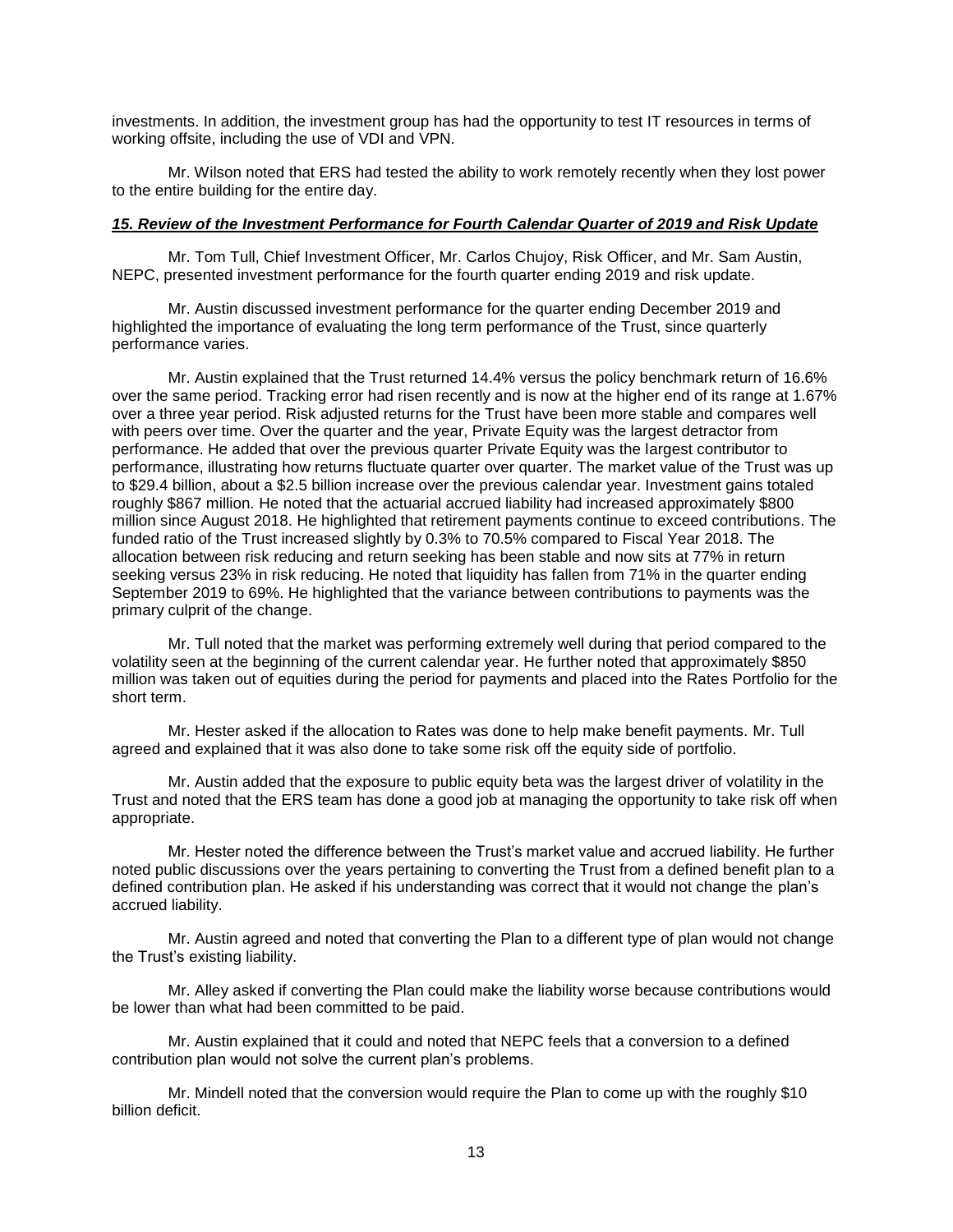investments. In addition, the investment group has had the opportunity to test IT resources in terms of working offsite, including the use of VDI and VPN.

Mr. Wilson noted that ERS had tested the ability to work remotely recently when they lost power to the entire building for the entire day.

### ***15. Review of the Investment Performance for Fourth Calendar Quarter of 2019 and Risk Update***

Mr. Tom Tull, Chief Investment Officer, Mr. Carlos Chujoy, Risk Officer, and Mr. Sam Austin, NEPC, presented investment performance for the fourth quarter ending 2019 and risk update.

Mr. Austin discussed investment performance for the quarter ending December 2019 and highlighted the importance of evaluating the long term performance of the Trust, since quarterly performance varies.

Mr. Austin explained that the Trust returned 14.4% versus the policy benchmark return of 16.6% over the same period. Tracking error had risen recently and is now at the higher end of its range at 1.67% over a three year period. Risk adjusted returns for the Trust have been more stable and compares well with peers over time. Over the quarter and the year, Private Equity was the largest detractor from performance. He added that over the previous quarter Private Equity was the largest contributor to performance, illustrating how returns fluctuate quarter over quarter. The market value of the Trust was up to $29.4 billion, about a $2.5 billion increase over the previous calendar year. Investment gains totaled roughly $867 million. He noted that the actuarial accrued liability had increased approximately $800 million since August 2018. He highlighted that retirement payments continue to exceed contributions. The funded ratio of the Trust increased slightly by 0.3% to 70.5% compared to Fiscal Year 2018. The allocation between risk reducing and return seeking has been stable and now sits at 77% in return seeking versus 23% in risk reducing. He noted that liquidity has fallen from 71% in the quarter ending September 2019 to 69%. He highlighted that the variance between contributions to payments was the primary culprit of the change.

Mr. Tull noted that the market was performing extremely well during that period compared to the volatility seen at the beginning of the current calendar year. He further noted that approximately $850 million was taken out of equities during the period for payments and placed into the Rates Portfolio for the short term.

Mr. Hester asked if the allocation to Rates was done to help make benefit payments. Mr. Tull agreed and explained that it was also done to take some risk off the equity side of portfolio.

Mr. Austin added that the exposure to public equity beta was the largest driver of volatility in the Trust and noted that the ERS team has done a good job at managing the opportunity to take risk off when appropriate.

Mr. Hester noted the difference between the Trust's market value and accrued liability. He further noted public discussions over the years pertaining to converting the Trust from a defined benefit plan to a defined contribution plan. He asked if his understanding was correct that it would not change the plan's accrued liability.

Mr. Austin agreed and noted that converting the Plan to a different type of plan would not change the Trust's existing liability.

Mr. Alley asked if converting the Plan could make the liability worse because contributions would be lower than what had been committed to be paid.

Mr. Austin explained that it could and noted that NEPC feels that a conversion to a defined contribution plan would not solve the current plan's problems.

Mr. Mindell noted that the conversion would require the Plan to come up with the roughly $10 billion deficit.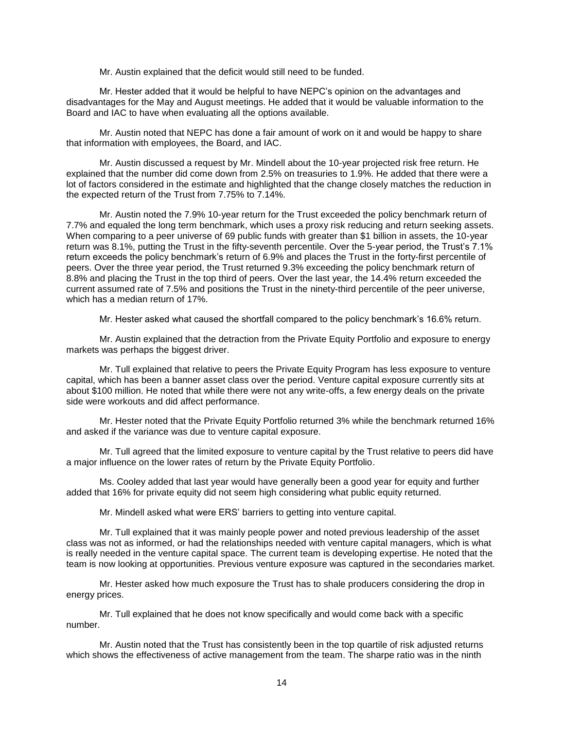Mr. Austin explained that the deficit would still need to be funded.

Mr. Hester added that it would be helpful to have NEPC's opinion on the advantages and disadvantages for the May and August meetings. He added that it would be valuable information to the Board and IAC to have when evaluating all the options available.

Mr. Austin noted that NEPC has done a fair amount of work on it and would be happy to share that information with employees, the Board, and IAC.

Mr. Austin discussed a request by Mr. Mindell about the 10-year projected risk free return. He explained that the number did come down from 2.5% on treasuries to 1.9%. He added that there were a lot of factors considered in the estimate and highlighted that the change closely matches the reduction in the expected return of the Trust from 7.75% to 7.14%.

Mr. Austin noted the 7.9% 10-year return for the Trust exceeded the policy benchmark return of 7.7% and equaled the long term benchmark, which uses a proxy risk reducing and return seeking assets. When comparing to a peer universe of 69 public funds with greater than \$1 billion in assets, the 10-year return was 8.1%, putting the Trust in the fifty-seventh percentile. Over the 5-year period, the Trust's 7.1% return exceeds the policy benchmark's return of 6.9% and places the Trust in the forty-first percentile of peers. Over the three year period, the Trust returned 9.3% exceeding the policy benchmark return of 8.8% and placing the Trust in the top third of peers. Over the last year, the 14.4% return exceeded the current assumed rate of 7.5% and positions the Trust in the ninety-third percentile of the peer universe, which has a median return of 17%.

Mr. Hester asked what caused the shortfall compared to the policy benchmark's 16.6% return.

Mr. Austin explained that the detraction from the Private Equity Portfolio and exposure to energy markets was perhaps the biggest driver.

Mr. Tull explained that relative to peers the Private Equity Program has less exposure to venture capital, which has been a banner asset class over the period. Venture capital exposure currently sits at about \$100 million. He noted that while there were not any write-offs, a few energy deals on the private side were workouts and did affect performance.

Mr. Hester noted that the Private Equity Portfolio returned 3% while the benchmark returned 16% and asked if the variance was due to venture capital exposure.

Mr. Tull agreed that the limited exposure to venture capital by the Trust relative to peers did have a major influence on the lower rates of return by the Private Equity Portfolio.

Ms. Cooley added that last year would have generally been a good year for equity and further added that 16% for private equity did not seem high considering what public equity returned.

Mr. Mindell asked what were ERS' barriers to getting into venture capital.

Mr. Tull explained that it was mainly people power and noted previous leadership of the asset class was not as informed, or had the relationships needed with venture capital managers, which is what is really needed in the venture capital space. The current team is developing expertise. He noted that the team is now looking at opportunities. Previous venture exposure was captured in the secondaries market.

Mr. Hester asked how much exposure the Trust has to shale producers considering the drop in energy prices.

Mr. Tull explained that he does not know specifically and would come back with a specific number.

Mr. Austin noted that the Trust has consistently been in the top quartile of risk adjusted returns which shows the effectiveness of active management from the team. The sharpe ratio was in the ninth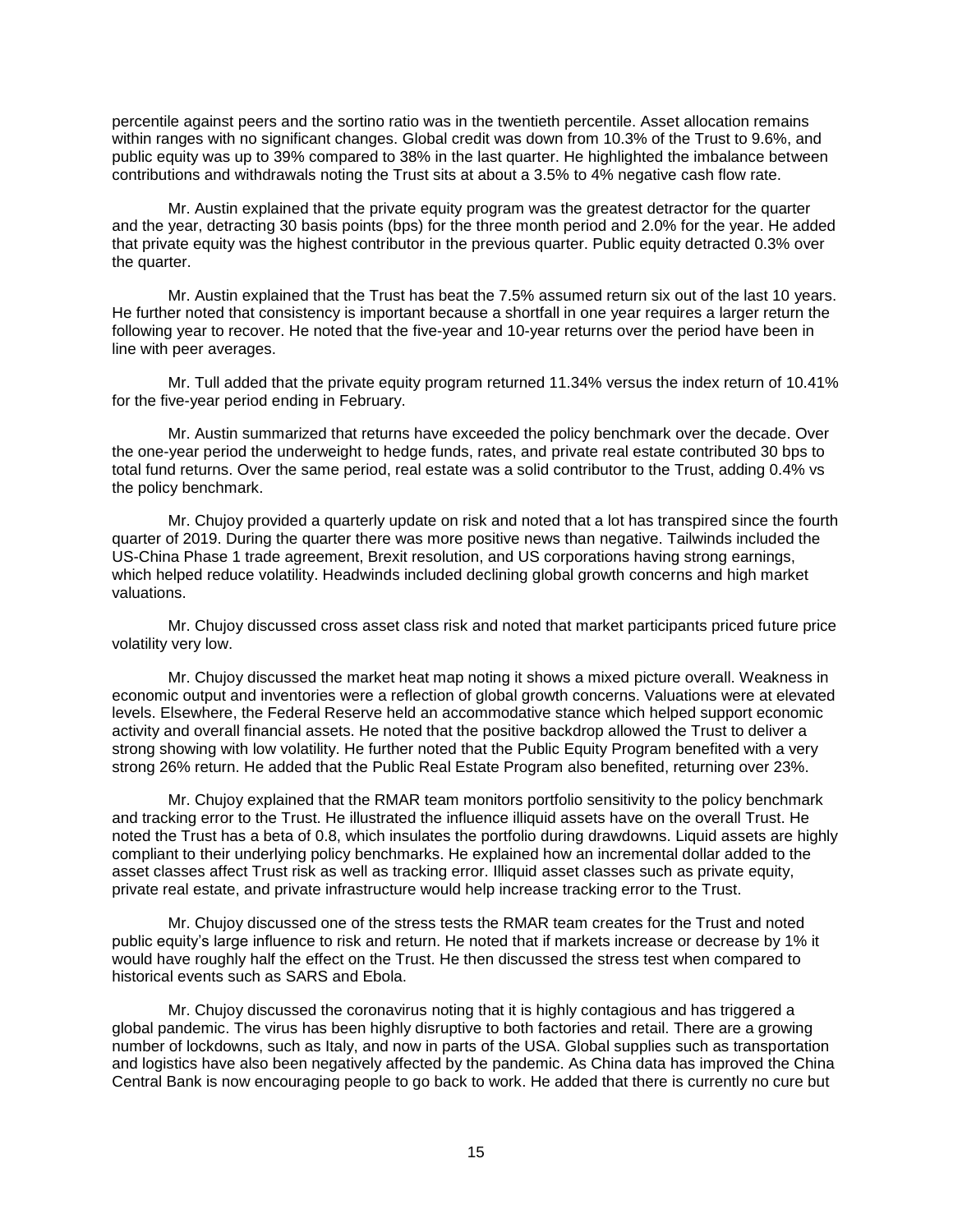percentile against peers and the sortino ratio was in the twentieth percentile. Asset allocation remains within ranges with no significant changes. Global credit was down from 10.3% of the Trust to 9.6%, and public equity was up to 39% compared to 38% in the last quarter. He highlighted the imbalance between contributions and withdrawals noting the Trust sits at about a 3.5% to 4% negative cash flow rate.

Mr. Austin explained that the private equity program was the greatest detractor for the quarter and the year, detracting 30 basis points (bps) for the three month period and 2.0% for the year. He added that private equity was the highest contributor in the previous quarter. Public equity detracted 0.3% over the quarter.

Mr. Austin explained that the Trust has beat the 7.5% assumed return six out of the last 10 years. He further noted that consistency is important because a shortfall in one year requires a larger return the following year to recover. He noted that the five-year and 10-year returns over the period have been in line with peer averages.

Mr. Tull added that the private equity program returned 11.34% versus the index return of 10.41% for the five-year period ending in February.

Mr. Austin summarized that returns have exceeded the policy benchmark over the decade. Over the one-year period the underweight to hedge funds, rates, and private real estate contributed 30 bps to total fund returns. Over the same period, real estate was a solid contributor to the Trust, adding 0.4% vs the policy benchmark.

Mr. Chujoy provided a quarterly update on risk and noted that a lot has transpired since the fourth quarter of 2019. During the quarter there was more positive news than negative. Tailwinds included the US-China Phase 1 trade agreement, Brexit resolution, and US corporations having strong earnings, which helped reduce volatility. Headwinds included declining global growth concerns and high market valuations.

Mr. Chujoy discussed cross asset class risk and noted that market participants priced future price volatility very low.

Mr. Chujoy discussed the market heat map noting it shows a mixed picture overall. Weakness in economic output and inventories were a reflection of global growth concerns. Valuations were at elevated levels. Elsewhere, the Federal Reserve held an accommodative stance which helped support economic activity and overall financial assets. He noted that the positive backdrop allowed the Trust to deliver a strong showing with low volatility. He further noted that the Public Equity Program benefited with a very strong 26% return. He added that the Public Real Estate Program also benefited, returning over 23%.

Mr. Chujoy explained that the RMAR team monitors portfolio sensitivity to the policy benchmark and tracking error to the Trust. He illustrated the influence illiquid assets have on the overall Trust. He noted the Trust has a beta of 0.8, which insulates the portfolio during drawdowns. Liquid assets are highly compliant to their underlying policy benchmarks. He explained how an incremental dollar added to the asset classes affect Trust risk as well as tracking error. Illiquid asset classes such as private equity, private real estate, and private infrastructure would help increase tracking error to the Trust.

Mr. Chujoy discussed one of the stress tests the RMAR team creates for the Trust and noted public equity's large influence to risk and return. He noted that if markets increase or decrease by 1% it would have roughly half the effect on the Trust. He then discussed the stress test when compared to historical events such as SARS and Ebola.

Mr. Chujoy discussed the coronavirus noting that it is highly contagious and has triggered a global pandemic. The virus has been highly disruptive to both factories and retail. There are a growing number of lockdowns, such as Italy, and now in parts of the USA. Global supplies such as transportation and logistics have also been negatively affected by the pandemic. As China data has improved the China Central Bank is now encouraging people to go back to work. He added that there is currently no cure but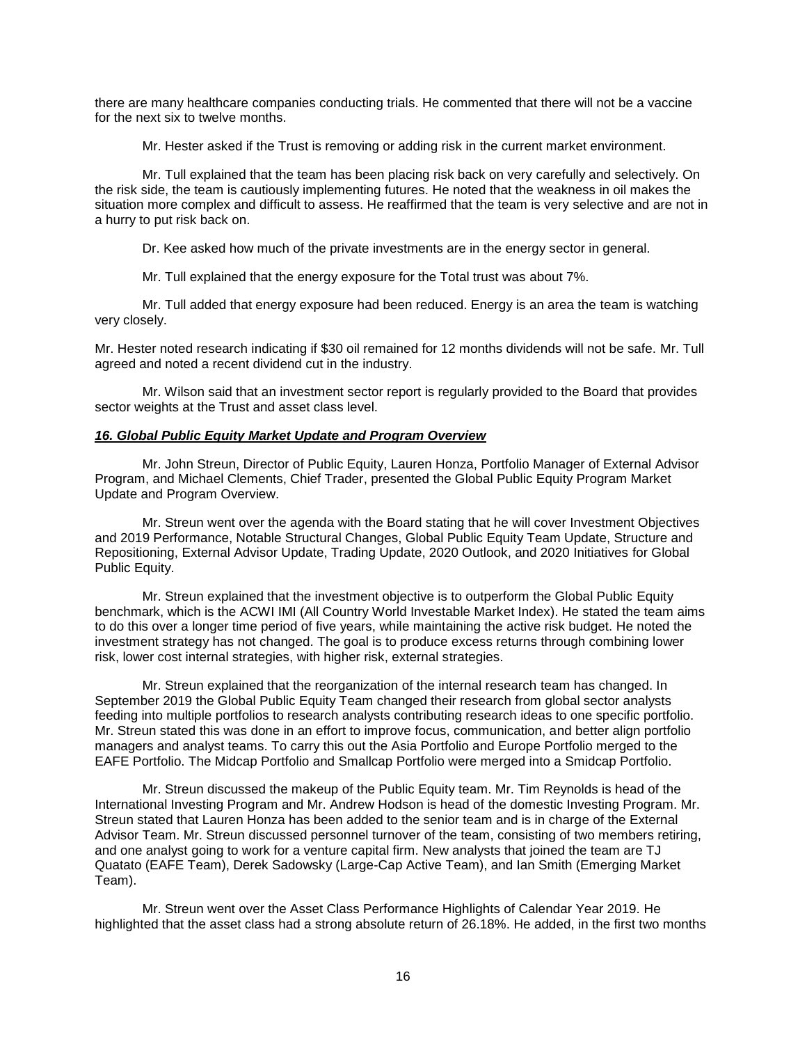there are many healthcare companies conducting trials. He commented that there will not be a vaccine for the next six to twelve months.

Mr. Hester asked if the Trust is removing or adding risk in the current market environment.

Mr. Tull explained that the team has been placing risk back on very carefully and selectively. On the risk side, the team is cautiously implementing futures. He noted that the weakness in oil makes the situation more complex and difficult to assess. He reaffirmed that the team is very selective and are not in a hurry to put risk back on.

Dr. Kee asked how much of the private investments are in the energy sector in general.

Mr. Tull explained that the energy exposure for the Total trust was about 7%.

Mr. Tull added that energy exposure had been reduced. Energy is an area the team is watching very closely.

Mr. Hester noted research indicating if $30 oil remained for 12 months dividends will not be safe. Mr. Tull agreed and noted a recent dividend cut in the industry.

Mr. Wilson said that an investment sector report is regularly provided to the Board that provides sector weights at the Trust and asset class level.

### ***16. Global Public Equity Market Update and Program Overview***

Mr. John Streun, Director of Public Equity, Lauren Honza, Portfolio Manager of External Advisor Program, and Michael Clements, Chief Trader, presented the Global Public Equity Program Market Update and Program Overview.

Mr. Streun went over the agenda with the Board stating that he will cover Investment Objectives and 2019 Performance, Notable Structural Changes, Global Public Equity Team Update, Structure and Repositioning, External Advisor Update, Trading Update, 2020 Outlook, and 2020 Initiatives for Global Public Equity.

Mr. Streun explained that the investment objective is to outperform the Global Public Equity benchmark, which is the ACWI IMI (All Country World Investable Market Index). He stated the team aims to do this over a longer time period of five years, while maintaining the active risk budget. He noted the investment strategy has not changed. The goal is to produce excess returns through combining lower risk, lower cost internal strategies, with higher risk, external strategies.

Mr. Streun explained that the reorganization of the internal research team has changed. In September 2019 the Global Public Equity Team changed their research from global sector analysts feeding into multiple portfolios to research analysts contributing research ideas to one specific portfolio. Mr. Streun stated this was done in an effort to improve focus, communication, and better align portfolio managers and analyst teams. To carry this out the Asia Portfolio and Europe Portfolio merged to the EAFE Portfolio. The Midcap Portfolio and Smallcap Portfolio were merged into a Smidcap Portfolio.

Mr. Streun discussed the makeup of the Public Equity team. Mr. Tim Reynolds is head of the International Investing Program and Mr. Andrew Hodson is head of the domestic Investing Program. Mr. Streun stated that Lauren Honza has been added to the senior team and is in charge of the External Advisor Team. Mr. Streun discussed personnel turnover of the team, consisting of two members retiring, and one analyst going to work for a venture capital firm. New analysts that joined the team are TJ Quatato (EAFE Team), Derek Sadowsky (Large-Cap Active Team), and Ian Smith (Emerging Market Team).

Mr. Streun went over the Asset Class Performance Highlights of Calendar Year 2019. He highlighted that the asset class had a strong absolute return of 26.18%. He added, in the first two months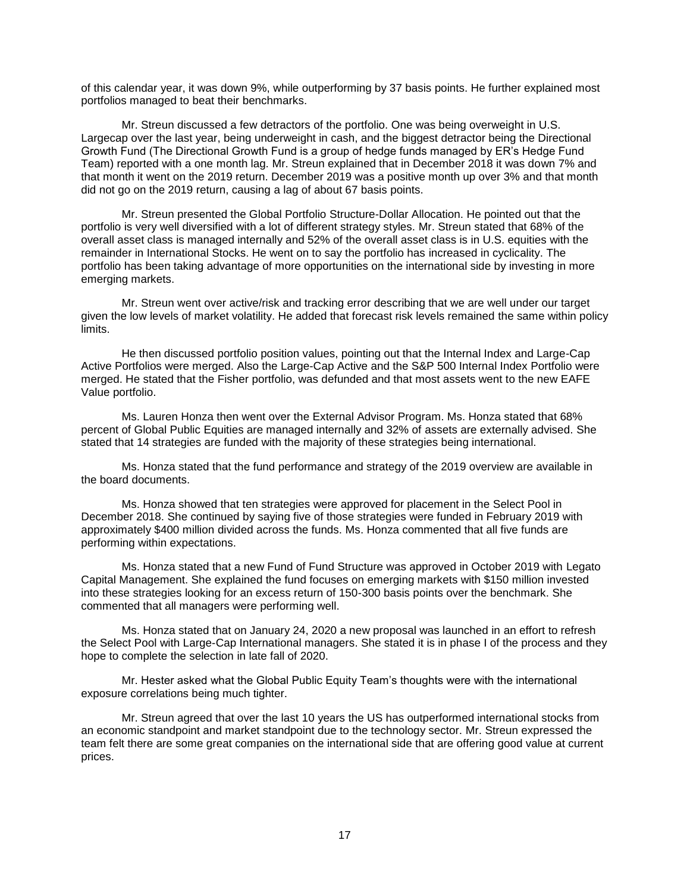of this calendar year, it was down 9%, while outperforming by 37 basis points. He further explained most portfolios managed to beat their benchmarks.

Mr. Streun discussed a few detractors of the portfolio. One was being overweight in U.S. Largecap over the last year, being underweight in cash, and the biggest detractor being the Directional Growth Fund (The Directional Growth Fund is a group of hedge funds managed by ER's Hedge Fund Team) reported with a one month lag. Mr. Streun explained that in December 2018 it was down 7% and that month it went on the 2019 return. December 2019 was a positive month up over 3% and that month did not go on the 2019 return, causing a lag of about 67 basis points.

Mr. Streun presented the Global Portfolio Structure-Dollar Allocation. He pointed out that the portfolio is very well diversified with a lot of different strategy styles. Mr. Streun stated that 68% of the overall asset class is managed internally and 52% of the overall asset class is in U.S. equities with the remainder in International Stocks. He went on to say the portfolio has increased in cyclicality. The portfolio has been taking advantage of more opportunities on the international side by investing in more emerging markets.

Mr. Streun went over active/risk and tracking error describing that we are well under our target given the low levels of market volatility. He added that forecast risk levels remained the same within policy limits.

He then discussed portfolio position values, pointing out that the Internal Index and Large-Cap Active Portfolios were merged. Also the Large-Cap Active and the S&P 500 Internal Index Portfolio were merged. He stated that the Fisher portfolio, was defunded and that most assets went to the new EAFE Value portfolio.

Ms. Lauren Honza then went over the External Advisor Program. Ms. Honza stated that 68% percent of Global Public Equities are managed internally and 32% of assets are externally advised. She stated that 14 strategies are funded with the majority of these strategies being international.

Ms. Honza stated that the fund performance and strategy of the 2019 overview are available in the board documents.

Ms. Honza showed that ten strategies were approved for placement in the Select Pool in December 2018. She continued by saying five of those strategies were funded in February 2019 with approximately $400 million divided across the funds. Ms. Honza commented that all five funds are performing within expectations.

Ms. Honza stated that a new Fund of Fund Structure was approved in October 2019 with Legato Capital Management. She explained the fund focuses on emerging markets with $150 million invested into these strategies looking for an excess return of 150-300 basis points over the benchmark. She commented that all managers were performing well.

Ms. Honza stated that on January 24, 2020 a new proposal was launched in an effort to refresh the Select Pool with Large-Cap International managers. She stated it is in phase I of the process and they hope to complete the selection in late fall of 2020.

Mr. Hester asked what the Global Public Equity Team's thoughts were with the international exposure correlations being much tighter.

Mr. Streun agreed that over the last 10 years the US has outperformed international stocks from an economic standpoint and market standpoint due to the technology sector. Mr. Streun expressed the team felt there are some great companies on the international side that are offering good value at current prices.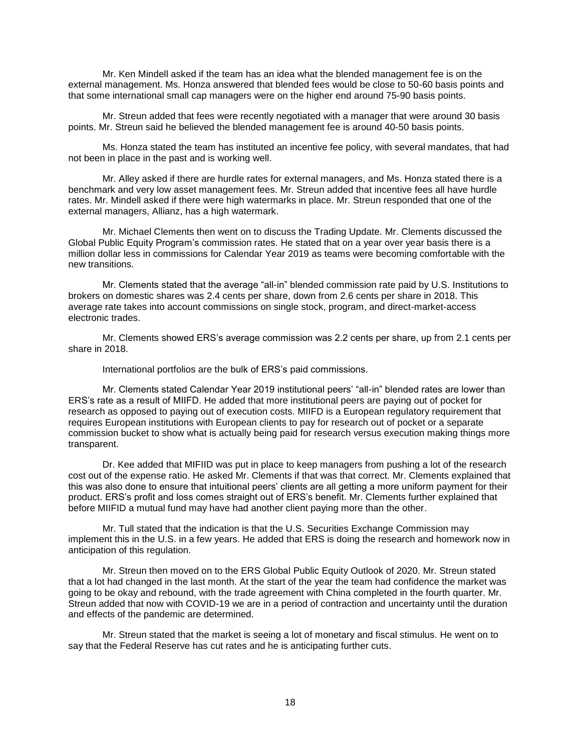Mr. Ken Mindell asked if the team has an idea what the blended management fee is on the external management. Ms. Honza answered that blended fees would be close to 50-60 basis points and that some international small cap managers were on the higher end around 75-90 basis points.

Mr. Streun added that fees were recently negotiated with a manager that were around 30 basis points. Mr. Streun said he believed the blended management fee is around 40-50 basis points.

Ms. Honza stated the team has instituted an incentive fee policy, with several mandates, that had not been in place in the past and is working well.

Mr. Alley asked if there are hurdle rates for external managers, and Ms. Honza stated there is a benchmark and very low asset management fees. Mr. Streun added that incentive fees all have hurdle rates. Mr. Mindell asked if there were high watermarks in place. Mr. Streun responded that one of the external managers, Allianz, has a high watermark.

Mr. Michael Clements then went on to discuss the Trading Update. Mr. Clements discussed the Global Public Equity Program's commission rates. He stated that on a year over year basis there is a million dollar less in commissions for Calendar Year 2019 as teams were becoming comfortable with the new transitions.

Mr. Clements stated that the average "all-in" blended commission rate paid by U.S. Institutions to brokers on domestic shares was 2.4 cents per share, down from 2.6 cents per share in 2018. This average rate takes into account commissions on single stock, program, and direct-market-access electronic trades.

Mr. Clements showed ERS's average commission was 2.2 cents per share, up from 2.1 cents per share in 2018.

International portfolios are the bulk of ERS's paid commissions.

Mr. Clements stated Calendar Year 2019 institutional peers' "all-in" blended rates are lower than ERS's rate as a result of MIIFD. He added that more institutional peers are paying out of pocket for research as opposed to paying out of execution costs. MIIFD is a European regulatory requirement that requires European institutions with European clients to pay for research out of pocket or a separate commission bucket to show what is actually being paid for research versus execution making things more transparent.

Dr. Kee added that MIFIID was put in place to keep managers from pushing a lot of the research cost out of the expense ratio. He asked Mr. Clements if that was that correct. Mr. Clements explained that this was also done to ensure that intuitional peers' clients are all getting a more uniform payment for their product. ERS's profit and loss comes straight out of ERS's benefit. Mr. Clements further explained that before MIIFID a mutual fund may have had another client paying more than the other.

Mr. Tull stated that the indication is that the U.S. Securities Exchange Commission may implement this in the U.S. in a few years. He added that ERS is doing the research and homework now in anticipation of this regulation.

Mr. Streun then moved on to the ERS Global Public Equity Outlook of 2020. Mr. Streun stated that a lot had changed in the last month. At the start of the year the team had confidence the market was going to be okay and rebound, with the trade agreement with China completed in the fourth quarter. Mr. Streun added that now with COVID-19 we are in a period of contraction and uncertainty until the duration and effects of the pandemic are determined.

Mr. Streun stated that the market is seeing a lot of monetary and fiscal stimulus. He went on to say that the Federal Reserve has cut rates and he is anticipating further cuts.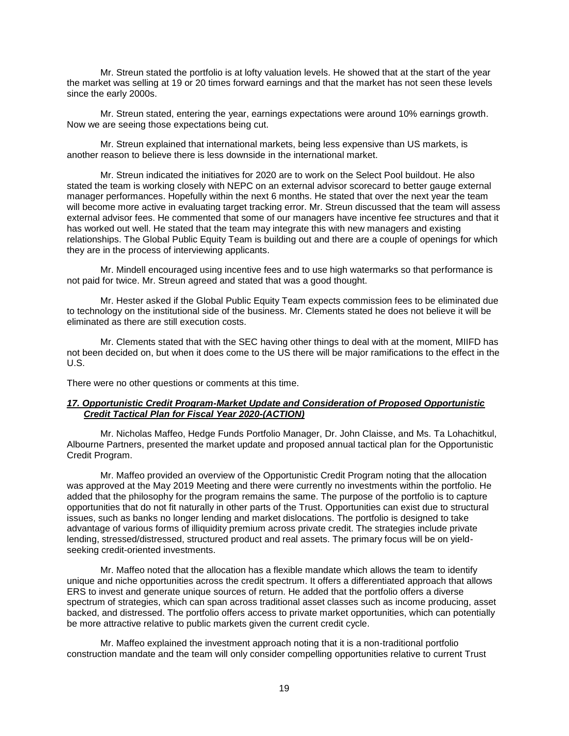Mr. Streun stated the portfolio is at lofty valuation levels. He showed that at the start of the year the market was selling at 19 or 20 times forward earnings and that the market has not seen these levels since the early 2000s.

Mr. Streun stated, entering the year, earnings expectations were around 10% earnings growth. Now we are seeing those expectations being cut.

Mr. Streun explained that international markets, being less expensive than US markets, is another reason to believe there is less downside in the international market.

Mr. Streun indicated the initiatives for 2020 are to work on the Select Pool buildout. He also stated the team is working closely with NEPC on an external advisor scorecard to better gauge external manager performances. Hopefully within the next 6 months. He stated that over the next year the team will become more active in evaluating target tracking error. Mr. Streun discussed that the team will assess external advisor fees. He commented that some of our managers have incentive fee structures and that it has worked out well. He stated that the team may integrate this with new managers and existing relationships. The Global Public Equity Team is building out and there are a couple of openings for which they are in the process of interviewing applicants.

Mr. Mindell encouraged using incentive fees and to use high watermarks so that performance is not paid for twice. Mr. Streun agreed and stated that was a good thought.

Mr. Hester asked if the Global Public Equity Team expects commission fees to be eliminated due to technology on the institutional side of the business. Mr. Clements stated he does not believe it will be eliminated as there are still execution costs.

Mr. Clements stated that with the SEC having other things to deal with at the moment, MIIFD has not been decided on, but when it does come to the US there will be major ramifications to the effect in the U.S.

There were no other questions or comments at this time.

***17. Opportunistic Credit Program-Market Update and Consideration of Proposed Opportunistic Credit Tactical Plan for Fiscal Year 2020-(ACTION)***

Mr. Nicholas Maffeo, Hedge Funds Portfolio Manager, Dr. John Claisse, and Ms. Ta Lohachitkul, Albourne Partners, presented the market update and proposed annual tactical plan for the Opportunistic Credit Program.

Mr. Maffeo provided an overview of the Opportunistic Credit Program noting that the allocation was approved at the May 2019 Meeting and there were currently no investments within the portfolio. He added that the philosophy for the program remains the same. The purpose of the portfolio is to capture opportunities that do not fit naturally in other parts of the Trust. Opportunities can exist due to structural issues, such as banks no longer lending and market dislocations. The portfolio is designed to take advantage of various forms of illiquidity premium across private credit. The strategies include private lending, stressed/distressed, structured product and real assets. The primary focus will be on yield-seeking credit-oriented investments.

Mr. Maffeo noted that the allocation has a flexible mandate which allows the team to identify unique and niche opportunities across the credit spectrum. It offers a differentiated approach that allows ERS to invest and generate unique sources of return. He added that the portfolio offers a diverse spectrum of strategies, which can span across traditional asset classes such as income producing, asset backed, and distressed. The portfolio offers access to private market opportunities, which can potentially be more attractive relative to public markets given the current credit cycle.

Mr. Maffeo explained the investment approach noting that it is a non-traditional portfolio construction mandate and the team will only consider compelling opportunities relative to current Trust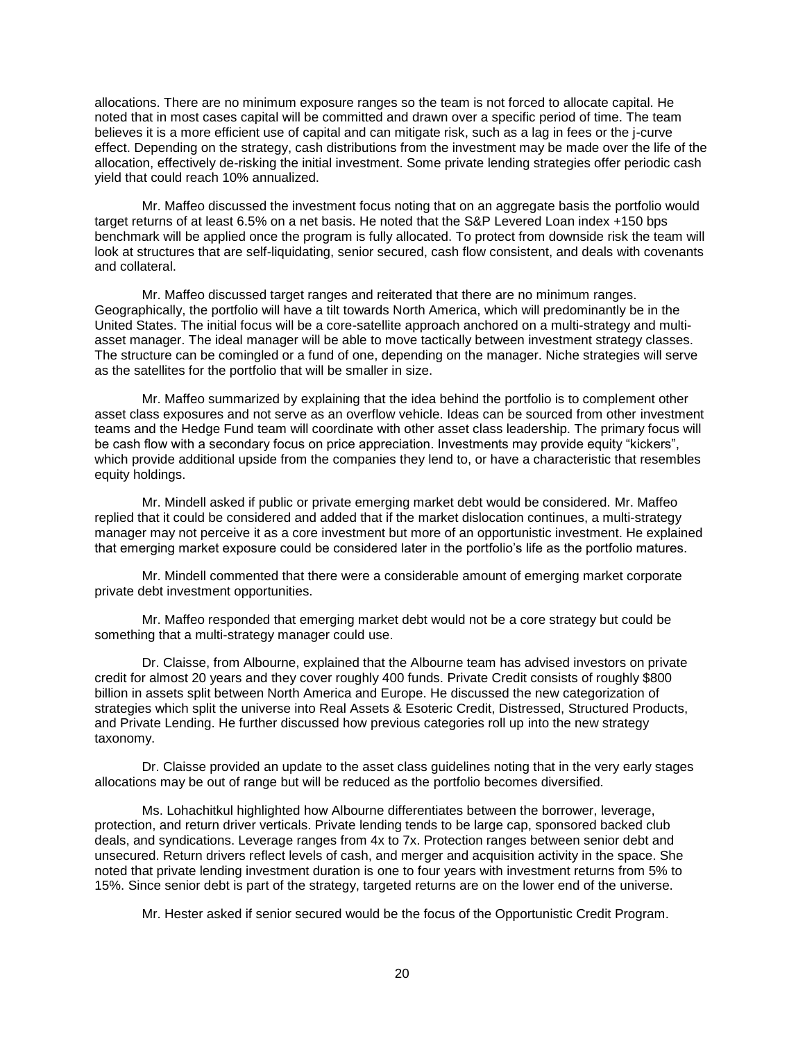allocations. There are no minimum exposure ranges so the team is not forced to allocate capital. He noted that in most cases capital will be committed and drawn over a specific period of time. The team believes it is a more efficient use of capital and can mitigate risk, such as a lag in fees or the j-curve effect. Depending on the strategy, cash distributions from the investment may be made over the life of the allocation, effectively de-risking the initial investment. Some private lending strategies offer periodic cash yield that could reach 10% annualized.

Mr. Maffeo discussed the investment focus noting that on an aggregate basis the portfolio would target returns of at least 6.5% on a net basis. He noted that the S&P Levered Loan index +150 bps benchmark will be applied once the program is fully allocated. To protect from downside risk the team will look at structures that are self-liquidating, senior secured, cash flow consistent, and deals with covenants and collateral.

Mr. Maffeo discussed target ranges and reiterated that there are no minimum ranges. Geographically, the portfolio will have a tilt towards North America, which will predominantly be in the United States. The initial focus will be a core-satellite approach anchored on a multi-strategy and multi-asset manager. The ideal manager will be able to move tactically between investment strategy classes. The structure can be comingled or a fund of one, depending on the manager. Niche strategies will serve as the satellites for the portfolio that will be smaller in size.

Mr. Maffeo summarized by explaining that the idea behind the portfolio is to complement other asset class exposures and not serve as an overflow vehicle. Ideas can be sourced from other investment teams and the Hedge Fund team will coordinate with other asset class leadership. The primary focus will be cash flow with a secondary focus on price appreciation. Investments may provide equity "kickers", which provide additional upside from the companies they lend to, or have a characteristic that resembles equity holdings.

Mr. Mindell asked if public or private emerging market debt would be considered. Mr. Maffeo replied that it could be considered and added that if the market dislocation continues, a multi-strategy manager may not perceive it as a core investment but more of an opportunistic investment. He explained that emerging market exposure could be considered later in the portfolio's life as the portfolio matures.

Mr. Mindell commented that there were a considerable amount of emerging market corporate private debt investment opportunities.

Mr. Maffeo responded that emerging market debt would not be a core strategy but could be something that a multi-strategy manager could use.

Dr. Claisse, from Albourne, explained that the Albourne team has advised investors on private credit for almost 20 years and they cover roughly 400 funds. Private Credit consists of roughly $800 billion in assets split between North America and Europe. He discussed the new categorization of strategies which split the universe into Real Assets & Esoteric Credit, Distressed, Structured Products, and Private Lending. He further discussed how previous categories roll up into the new strategy taxonomy.

Dr. Claisse provided an update to the asset class guidelines noting that in the very early stages allocations may be out of range but will be reduced as the portfolio becomes diversified.

Ms. Lohachitkul highlighted how Albourne differentiates between the borrower, leverage, protection, and return driver verticals. Private lending tends to be large cap, sponsored backed club deals, and syndications. Leverage ranges from 4x to 7x. Protection ranges between senior debt and unsecured. Return drivers reflect levels of cash, and merger and acquisition activity in the space. She noted that private lending investment duration is one to four years with investment returns from 5% to 15%. Since senior debt is part of the strategy, targeted returns are on the lower end of the universe.

Mr. Hester asked if senior secured would be the focus of the Opportunistic Credit Program.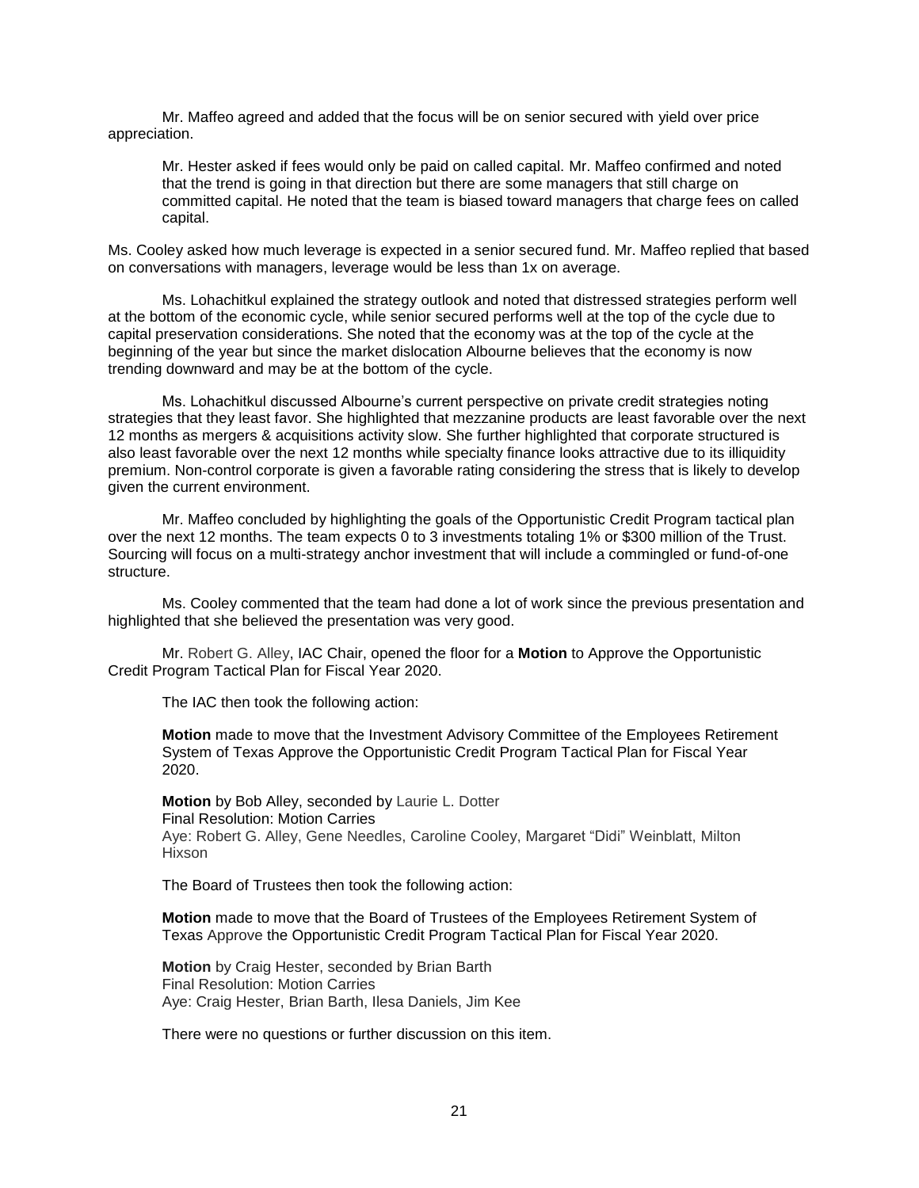Mr. Maffeo agreed and added that the focus will be on senior secured with yield over price appreciation.

> Mr. Hester asked if fees would only be paid on called capital. Mr. Maffeo confirmed and noted that the trend is going in that direction but there are some managers that still charge on committed capital. He noted that the team is biased toward managers that charge fees on called capital.

Ms. Cooley asked how much leverage is expected in a senior secured fund. Mr. Maffeo replied that based on conversations with managers, leverage would be less than 1x on average.

Ms. Lohachitkul explained the strategy outlook and noted that distressed strategies perform well at the bottom of the economic cycle, while senior secured performs well at the top of the cycle due to capital preservation considerations. She noted that the economy was at the top of the cycle at the beginning of the year but since the market dislocation Albourne believes that the economy is now trending downward and may be at the bottom of the cycle.

Ms. Lohachitkul discussed Albourne's current perspective on private credit strategies noting strategies that they least favor. She highlighted that mezzanine products are least favorable over the next 12 months as mergers & acquisitions activity slow. She further highlighted that corporate structured is also least favorable over the next 12 months while specialty finance looks attractive due to its illiquidity premium. Non-control corporate is given a favorable rating considering the stress that is likely to develop given the current environment.

Mr. Maffeo concluded by highlighting the goals of the Opportunistic Credit Program tactical plan over the next 12 months. The team expects 0 to 3 investments totaling 1% or $300 million of the Trust. Sourcing will focus on a multi-strategy anchor investment that will include a commingled or fund-of-one structure.

Ms. Cooley commented that the team had done a lot of work since the previous presentation and highlighted that she believed the presentation was very good.

Mr. Robert G. Alley, IAC Chair, opened the floor for a **Motion** to Approve the Opportunistic Credit Program Tactical Plan for Fiscal Year 2020.

The IAC then took the following action:

**Motion** made to move that the Investment Advisory Committee of the Employees Retirement System of Texas Approve the Opportunistic Credit Program Tactical Plan for Fiscal Year 2020.

**Motion** by Bob Alley, seconded by Laurie L. Dotter
Final Resolution: Motion Carries
Aye: Robert G. Alley, Gene Needles, Caroline Cooley, Margaret "Didi" Weinblatt, Milton Hixson

The Board of Trustees then took the following action:

**Motion** made to move that the Board of Trustees of the Employees Retirement System of Texas Approve the Opportunistic Credit Program Tactical Plan for Fiscal Year 2020.

**Motion** by Craig Hester, seconded by Brian Barth
Final Resolution: Motion Carries
Aye: Craig Hester, Brian Barth, Ilesa Daniels, Jim Kee

There were no questions or further discussion on this item.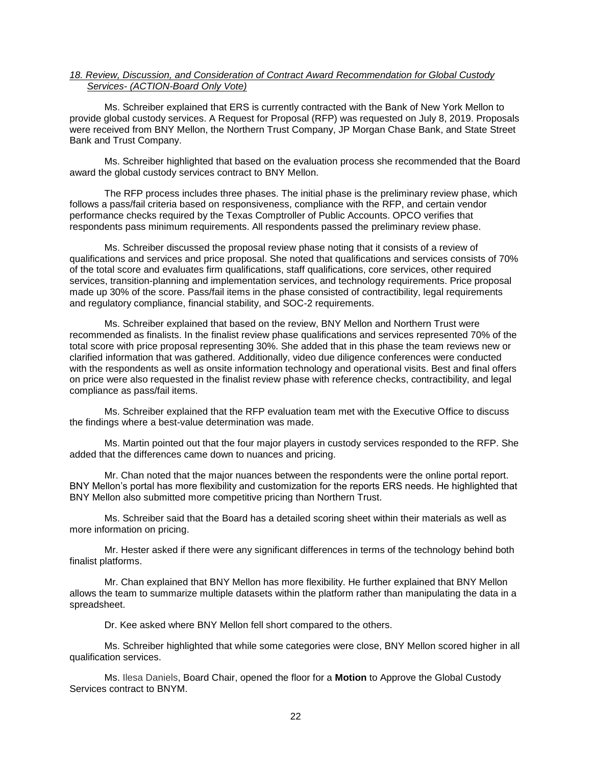*18. Review, Discussion, and Consideration of Contract Award Recommendation for Global Custody Services- (ACTION-Board Only Vote)*

Ms. Schreiber explained that ERS is currently contracted with the Bank of New York Mellon to provide global custody services. A Request for Proposal (RFP) was requested on July 8, 2019. Proposals were received from BNY Mellon, the Northern Trust Company, JP Morgan Chase Bank, and State Street Bank and Trust Company.

Ms. Schreiber highlighted that based on the evaluation process she recommended that the Board award the global custody services contract to BNY Mellon.

The RFP process includes three phases. The initial phase is the preliminary review phase, which follows a pass/fail criteria based on responsiveness, compliance with the RFP, and certain vendor performance checks required by the Texas Comptroller of Public Accounts. OPCO verifies that respondents pass minimum requirements. All respondents passed the preliminary review phase.

Ms. Schreiber discussed the proposal review phase noting that it consists of a review of qualifications and services and price proposal. She noted that qualifications and services consists of 70% of the total score and evaluates firm qualifications, staff qualifications, core services, other required services, transition-planning and implementation services, and technology requirements. Price proposal made up 30% of the score. Pass/fail items in the phase consisted of contractibility, legal requirements and regulatory compliance, financial stability, and SOC-2 requirements.

Ms. Schreiber explained that based on the review, BNY Mellon and Northern Trust were recommended as finalists. In the finalist review phase qualifications and services represented 70% of the total score with price proposal representing 30%. She added that in this phase the team reviews new or clarified information that was gathered. Additionally, video due diligence conferences were conducted with the respondents as well as onsite information technology and operational visits. Best and final offers on price were also requested in the finalist review phase with reference checks, contractibility, and legal compliance as pass/fail items.

Ms. Schreiber explained that the RFP evaluation team met with the Executive Office to discuss the findings where a best-value determination was made.

Ms. Martin pointed out that the four major players in custody services responded to the RFP. She added that the differences came down to nuances and pricing.

Mr. Chan noted that the major nuances between the respondents were the online portal report. BNY Mellon's portal has more flexibility and customization for the reports ERS needs. He highlighted that BNY Mellon also submitted more competitive pricing than Northern Trust.

Ms. Schreiber said that the Board has a detailed scoring sheet within their materials as well as more information on pricing.

Mr. Hester asked if there were any significant differences in terms of the technology behind both finalist platforms.

Mr. Chan explained that BNY Mellon has more flexibility. He further explained that BNY Mellon allows the team to summarize multiple datasets within the platform rather than manipulating the data in a spreadsheet.

Dr. Kee asked where BNY Mellon fell short compared to the others.

Ms. Schreiber highlighted that while some categories were close, BNY Mellon scored higher in all qualification services.

Ms. Ilesa Daniels, Board Chair, opened the floor for a **Motion** to Approve the Global Custody Services contract to BNYM.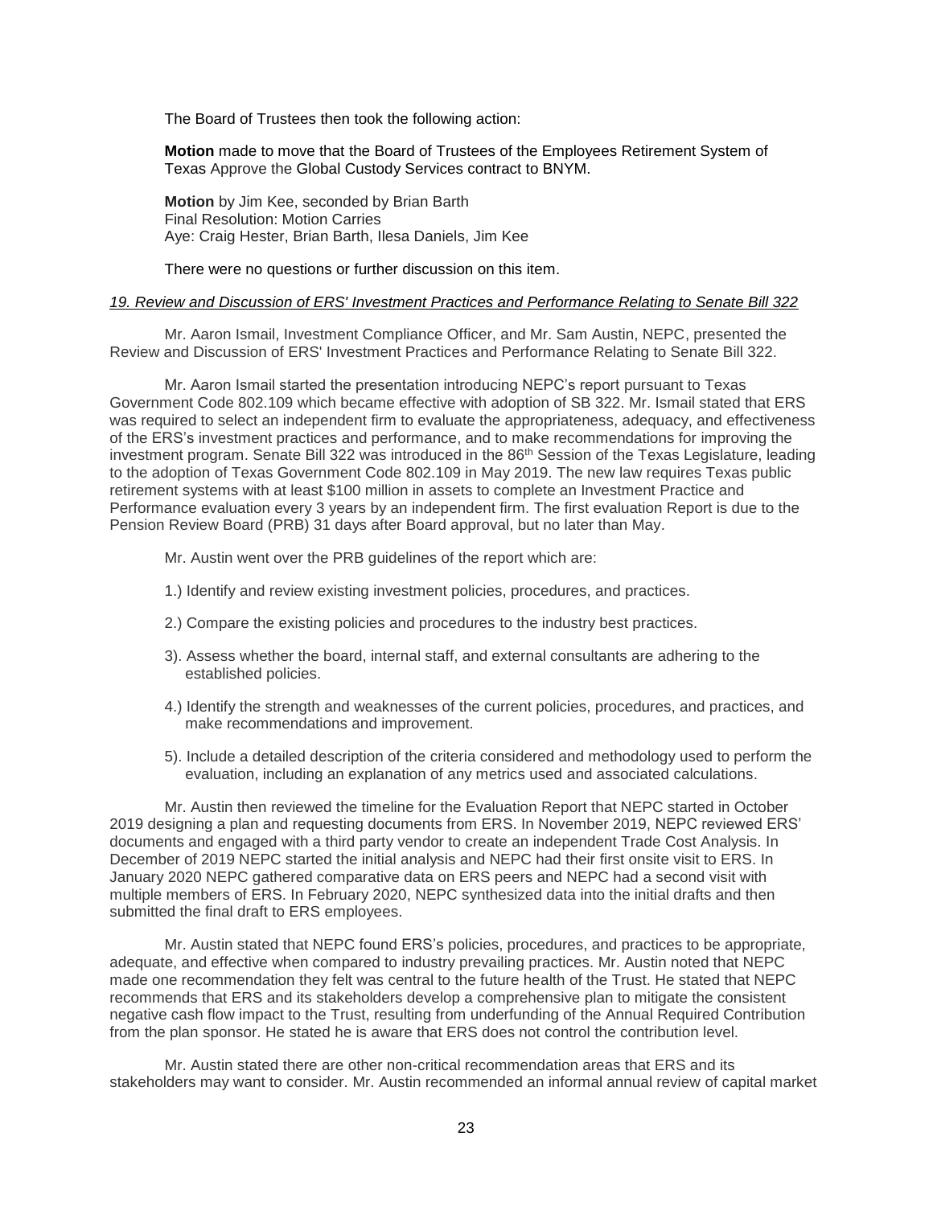The Board of Trustees then took the following action:

**Motion** made to move that the Board of Trustees of the Employees Retirement System of Texas Approve the Global Custody Services contract to BNYM.

**Motion** by Jim Kee, seconded by Brian Barth
Final Resolution: Motion Carries
Aye: Craig Hester, Brian Barth, Ilesa Daniels, Jim Kee

There were no questions or further discussion on this item.

*19. Review and Discussion of ERS' Investment Practices and Performance Relating to Senate Bill 322*

Mr. Aaron Ismail, Investment Compliance Officer, and Mr. Sam Austin, NEPC, presented the Review and Discussion of ERS' Investment Practices and Performance Relating to Senate Bill 322.

Mr. Aaron Ismail started the presentation introducing NEPC's report pursuant to Texas Government Code 802.109 which became effective with adoption of SB 322. Mr. Ismail stated that ERS was required to select an independent firm to evaluate the appropriateness, adequacy, and effectiveness of the ERS's investment practices and performance, and to make recommendations for improving the investment program. Senate Bill 322 was introduced in the 86th Session of the Texas Legislature, leading to the adoption of Texas Government Code 802.109 in May 2019. The new law requires Texas public retirement systems with at least $100 million in assets to complete an Investment Practice and Performance evaluation every 3 years by an independent firm. The first evaluation Report is due to the Pension Review Board (PRB) 31 days after Board approval, but no later than May.

Mr. Austin went over the PRB guidelines of the report which are:

1.) Identify and review existing investment policies, procedures, and practices.

2.) Compare the existing policies and procedures to the industry best practices.

3). Assess whether the board, internal staff, and external consultants are adhering to the established policies.

4.) Identify the strength and weaknesses of the current policies, procedures, and practices, and make recommendations and improvement.

5). Include a detailed description of the criteria considered and methodology used to perform the evaluation, including an explanation of any metrics used and associated calculations.

Mr. Austin then reviewed the timeline for the Evaluation Report that NEPC started in October 2019 designing a plan and requesting documents from ERS. In November 2019, NEPC reviewed ERS' documents and engaged with a third party vendor to create an independent Trade Cost Analysis. In December of 2019 NEPC started the initial analysis and NEPC had their first onsite visit to ERS. In January 2020 NEPC gathered comparative data on ERS peers and NEPC had a second visit with multiple members of ERS. In February 2020, NEPC synthesized data into the initial drafts and then submitted the final draft to ERS employees.

Mr. Austin stated that NEPC found ERS's policies, procedures, and practices to be appropriate, adequate, and effective when compared to industry prevailing practices. Mr. Austin noted that NEPC made one recommendation they felt was central to the future health of the Trust. He stated that NEPC recommends that ERS and its stakeholders develop a comprehensive plan to mitigate the consistent negative cash flow impact to the Trust, resulting from underfunding of the Annual Required Contribution from the plan sponsor. He stated he is aware that ERS does not control the contribution level.

Mr. Austin stated there are other non-critical recommendation areas that ERS and its stakeholders may want to consider. Mr. Austin recommended an informal annual review of capital market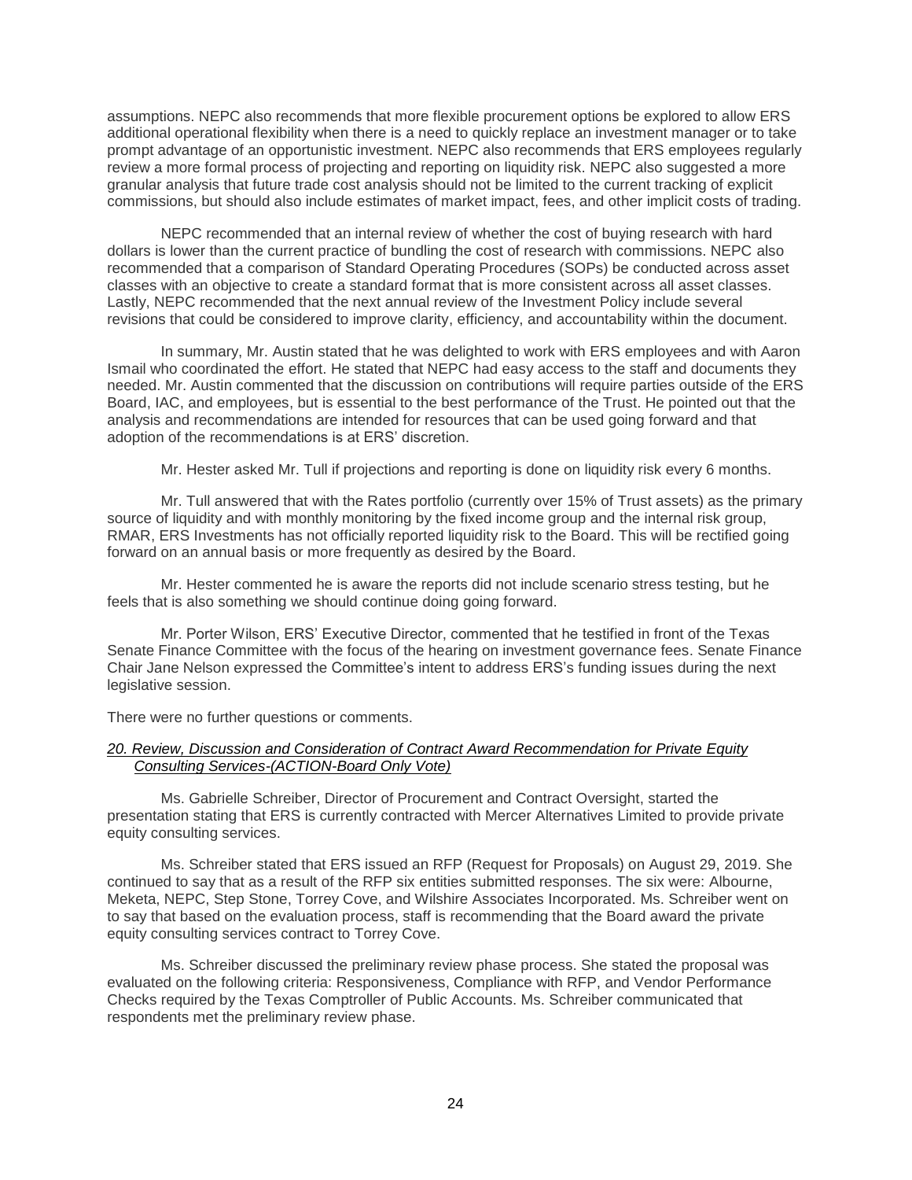assumptions. NEPC also recommends that more flexible procurement options be explored to allow ERS additional operational flexibility when there is a need to quickly replace an investment manager or to take prompt advantage of an opportunistic investment. NEPC also recommends that ERS employees regularly review a more formal process of projecting and reporting on liquidity risk. NEPC also suggested a more granular analysis that future trade cost analysis should not be limited to the current tracking of explicit commissions, but should also include estimates of market impact, fees, and other implicit costs of trading.

NEPC recommended that an internal review of whether the cost of buying research with hard dollars is lower than the current practice of bundling the cost of research with commissions. NEPC also recommended that a comparison of Standard Operating Procedures (SOPs) be conducted across asset classes with an objective to create a standard format that is more consistent across all asset classes. Lastly, NEPC recommended that the next annual review of the Investment Policy include several revisions that could be considered to improve clarity, efficiency, and accountability within the document.

In summary, Mr. Austin stated that he was delighted to work with ERS employees and with Aaron Ismail who coordinated the effort. He stated that NEPC had easy access to the staff and documents they needed. Mr. Austin commented that the discussion on contributions will require parties outside of the ERS Board, IAC, and employees, but is essential to the best performance of the Trust. He pointed out that the analysis and recommendations are intended for resources that can be used going forward and that adoption of the recommendations is at ERS' discretion.

Mr. Hester asked Mr. Tull if projections and reporting is done on liquidity risk every 6 months.

Mr. Tull answered that with the Rates portfolio (currently over 15% of Trust assets) as the primary source of liquidity and with monthly monitoring by the fixed income group and the internal risk group, RMAR, ERS Investments has not officially reported liquidity risk to the Board. This will be rectified going forward on an annual basis or more frequently as desired by the Board.

Mr. Hester commented he is aware the reports did not include scenario stress testing, but he feels that is also something we should continue doing going forward.

Mr. Porter Wilson, ERS' Executive Director, commented that he testified in front of the Texas Senate Finance Committee with the focus of the hearing on investment governance fees. Senate Finance Chair Jane Nelson expressed the Committee's intent to address ERS's funding issues during the next legislative session.

There were no further questions or comments.

*20. Review, Discussion and Consideration of Contract Award Recommendation for Private Equity Consulting Services-(ACTION-Board Only Vote)*

Ms. Gabrielle Schreiber, Director of Procurement and Contract Oversight, started the presentation stating that ERS is currently contracted with Mercer Alternatives Limited to provide private equity consulting services.

Ms. Schreiber stated that ERS issued an RFP (Request for Proposals) on August 29, 2019. She continued to say that as a result of the RFP six entities submitted responses. The six were: Albourne, Meketa, NEPC, Step Stone, Torrey Cove, and Wilshire Associates Incorporated. Ms. Schreiber went on to say that based on the evaluation process, staff is recommending that the Board award the private equity consulting services contract to Torrey Cove.

Ms. Schreiber discussed the preliminary review phase process. She stated the proposal was evaluated on the following criteria: Responsiveness, Compliance with RFP, and Vendor Performance Checks required by the Texas Comptroller of Public Accounts. Ms. Schreiber communicated that respondents met the preliminary review phase.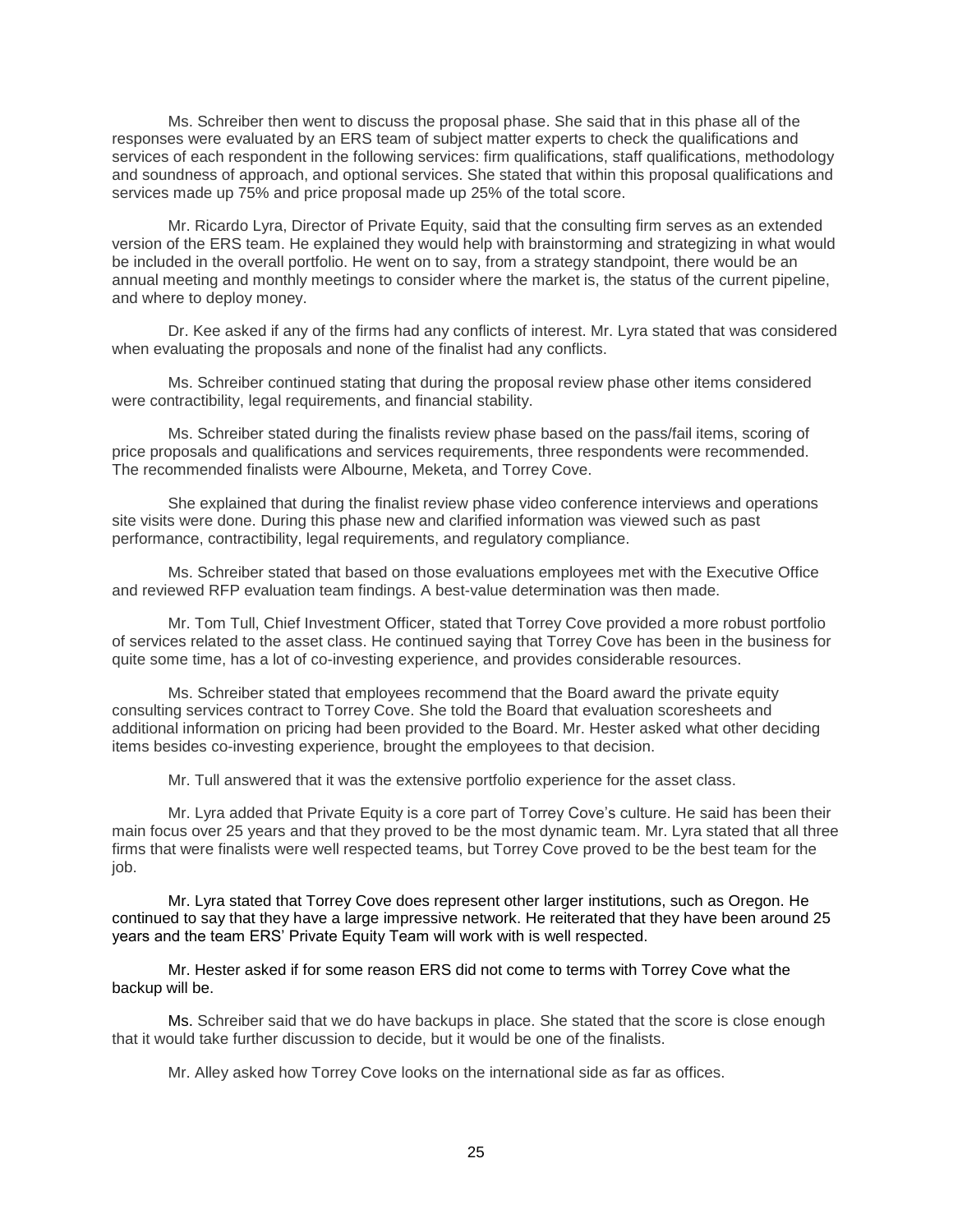Ms. Schreiber then went to discuss the proposal phase. She said that in this phase all of the responses were evaluated by an ERS team of subject matter experts to check the qualifications and services of each respondent in the following services: firm qualifications, staff qualifications, methodology and soundness of approach, and optional services. She stated that within this proposal qualifications and services made up 75% and price proposal made up 25% of the total score.

Mr. Ricardo Lyra, Director of Private Equity, said that the consulting firm serves as an extended version of the ERS team. He explained they would help with brainstorming and strategizing in what would be included in the overall portfolio. He went on to say, from a strategy standpoint, there would be an annual meeting and monthly meetings to consider where the market is, the status of the current pipeline, and where to deploy money.

Dr. Kee asked if any of the firms had any conflicts of interest. Mr. Lyra stated that was considered when evaluating the proposals and none of the finalist had any conflicts.

Ms. Schreiber continued stating that during the proposal review phase other items considered were contractibility, legal requirements, and financial stability.

Ms. Schreiber stated during the finalists review phase based on the pass/fail items, scoring of price proposals and qualifications and services requirements, three respondents were recommended. The recommended finalists were Albourne, Meketa, and Torrey Cove.

She explained that during the finalist review phase video conference interviews and operations site visits were done. During this phase new and clarified information was viewed such as past performance, contractibility, legal requirements, and regulatory compliance.

Ms. Schreiber stated that based on those evaluations employees met with the Executive Office and reviewed RFP evaluation team findings. A best-value determination was then made.

Mr. Tom Tull, Chief Investment Officer, stated that Torrey Cove provided a more robust portfolio of services related to the asset class. He continued saying that Torrey Cove has been in the business for quite some time, has a lot of co-investing experience, and provides considerable resources.

Ms. Schreiber stated that employees recommend that the Board award the private equity consulting services contract to Torrey Cove. She told the Board that evaluation scoresheets and additional information on pricing had been provided to the Board. Mr. Hester asked what other deciding items besides co-investing experience, brought the employees to that decision.

Mr. Tull answered that it was the extensive portfolio experience for the asset class.

Mr. Lyra added that Private Equity is a core part of Torrey Cove's culture. He said has been their main focus over 25 years and that they proved to be the most dynamic team. Mr. Lyra stated that all three firms that were finalists were well respected teams, but Torrey Cove proved to be the best team for the job.

Mr. Lyra stated that Torrey Cove does represent other larger institutions, such as Oregon. He continued to say that they have a large impressive network. He reiterated that they have been around 25 years and the team ERS' Private Equity Team will work with is well respected.

Mr. Hester asked if for some reason ERS did not come to terms with Torrey Cove what the backup will be.

Ms. Schreiber said that we do have backups in place. She stated that the score is close enough that it would take further discussion to decide, but it would be one of the finalists.

Mr. Alley asked how Torrey Cove looks on the international side as far as offices.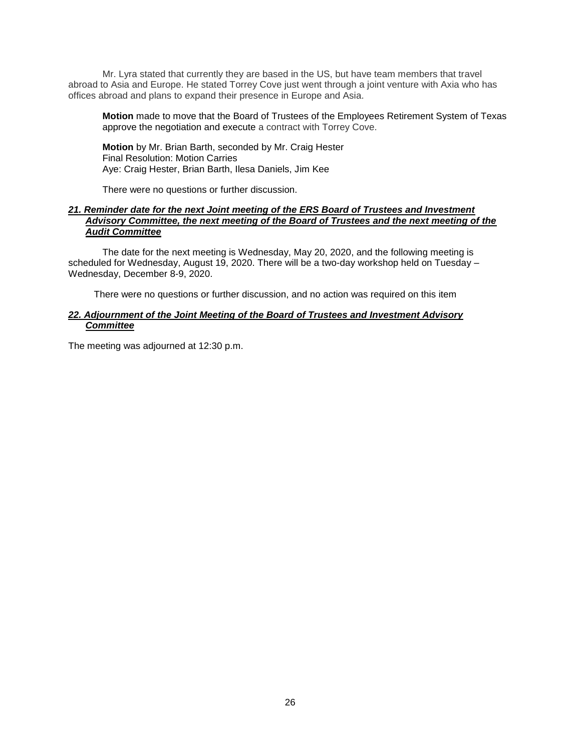Mr. Lyra stated that currently they are based in the US, but have team members that travel abroad to Asia and Europe. He stated Torrey Cove just went through a joint venture with Axia who has offices abroad and plans to expand their presence in Europe and Asia.

**Motion** made to move that the Board of Trustees of the Employees Retirement System of Texas approve the negotiation and execute a contract with Torrey Cove.

**Motion** by Mr. Brian Barth, seconded by Mr. Craig Hester
Final Resolution: Motion Carries
Aye: Craig Hester, Brian Barth, Ilesa Daniels, Jim Kee

There were no questions or further discussion.

***21. Reminder date for the next Joint meeting of the ERS Board of Trustees and Investment Advisory Committee, the next meeting of the Board of Trustees and the next meeting of the Audit Committee***

The date for the next meeting is Wednesday, May 20, 2020, and the following meeting is scheduled for Wednesday, August 19, 2020. There will be a two-day workshop held on Tuesday – Wednesday, December 8-9, 2020.

There were no questions or further discussion, and no action was required on this item

***22. Adjournment of the Joint Meeting of the Board of Trustees and Investment Advisory Committee***

The meeting was adjourned at 12:30 p.m.